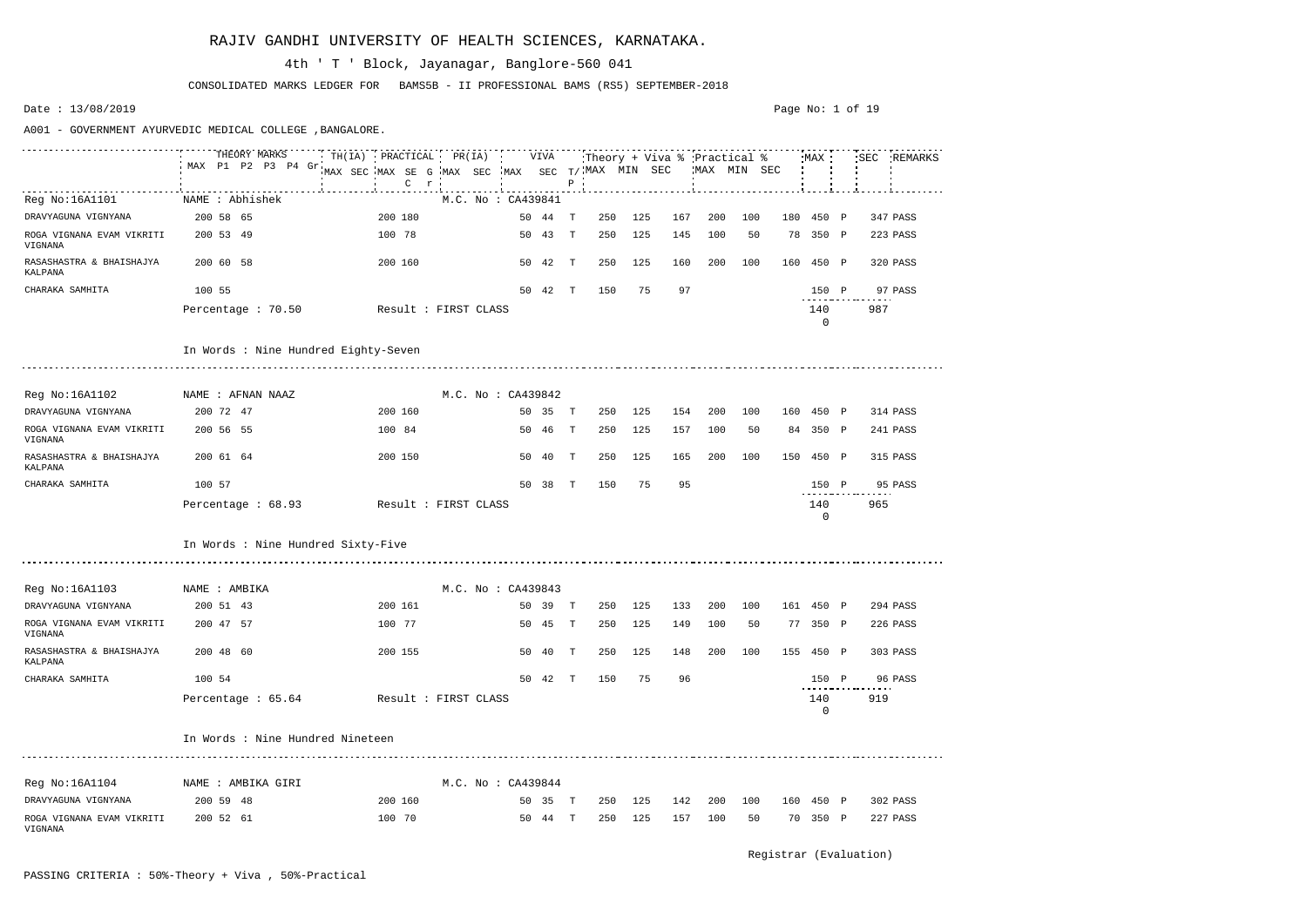# RAJIV GANDHI UNIVERSITY OF HEALTH SCIENCES, KARNATAKA.

4th ' T ' Block, Jayanagar, Banglore-560 041

CONSOLIDATED MARKS LEDGER FOR BAMS5B - II PROFESSIONAL BAMS (RS5) SEPTEMBER-2018

Date : 13/08/2019

A001 - GOVERNMENT AYURVEDIC MEDICAL COLLEGE ,BANGALORE.

| | THEORY MARKS | | | | | TH(IA) | PRACTICAL | | | PR(IA) | | VIVA | | | Theory + Viva % | | | Practical % | | | MAX | | SEC | REMARKS |
|---|---|---|---|---|---|---|---|---|---|---|---|---|---|---|---|---|---|---|---|---|---|---|---|---|
| | MAX | P1 | P2 | P3 | P4 | Gr | MAX | SEC | MAX SE C | G r | MAX | SEC | MAX | SEC | T/P | MAX | MIN | SEC | MAX | MIN | SEC | | | |
| **Reg No:16A1101** | **NAME : Abhishek** | | | | | | | | | M.C. No : CA439841 | | | | | | | | | | | | | | |
| DRAVYAGUNA VIGNYANA | 200 | 58 | 65 | | | | 200 | 180 | | | | 50 | 44 | T | 250 | 125 | 167 | 200 | 100 | 180 | 450 | P | 347 | PASS |
| ROGA VIGNANA EVAM VIKRITI VIGNANA | 200 | 53 | 49 | | | | 100 | 78 | | | | 50 | 43 | T | 250 | 125 | 145 | 100 | 50 | 78 | 350 | P | 223 | PASS |
| RASASHASTRA & BHAISHAJYA KALPANA | 200 | 60 | 58 | | | | 200 | 160 | | | | 50 | 42 | T | 250 | 125 | 160 | 200 | 100 | 160 | 450 | P | 320 | PASS |
| CHARAKA SAMHITA | 100 | 55 | | | | | | | | | | 50 | 42 | T | 150 | 75 | 97 | | | | 150 | P | 97 | PASS |
| | Percentage : 70.50 | | | | | | Result : FIRST CLASS | | | | | | | | | | | | | | 1400 | | 987 | |

In Words : Nine Hundred Eighty-Seven

| | THEORY MARKS | | | | | TH(IA) | PRACTICAL | | | PR(IA) | | VIVA | | | Theory + Viva % | | | Practical % | | | MAX | | SEC | REMARKS |
|---|---|---|---|---|---|---|---|---|---|---|---|---|---|---|---|---|---|---|---|---|---|---|---|---|
| **Reg No:16A1102** | **NAME : AFNAN NAAZ** | | | | | | | | | M.C. No : CA439842 | | | | | | | | | | | | | | |
| DRAVYAGUNA VIGNYANA | 200 | 72 | 47 | | | | 200 | 160 | | | | 50 | 35 | T | 250 | 125 | 154 | 200 | 100 | 160 | 450 | P | 314 | PASS |
| ROGA VIGNANA EVAM VIKRITI VIGNANA | 200 | 56 | 55 | | | | 100 | 84 | | | | 50 | 46 | T | 250 | 125 | 157 | 100 | 50 | 84 | 350 | P | 241 | PASS |
| RASASHASTRA & BHAISHAJYA KALPANA | 200 | 61 | 64 | | | | 200 | 150 | | | | 50 | 40 | T | 250 | 125 | 165 | 200 | 100 | 150 | 450 | P | 315 | PASS |
| CHARAKA SAMHITA | 100 | 57 | | | | | | | | | | 50 | 38 | T | 150 | 75 | 95 | | | | 150 | P | 95 | PASS |
| | Percentage : 68.93 | | | | | | Result : FIRST CLASS | | | | | | | | | | | | | | 1400 | | 965 | |

In Words : Nine Hundred Sixty-Five

| | THEORY MARKS | | | | | TH(IA) | PRACTICAL | | | PR(IA) | | VIVA | | | Theory + Viva % | | | Practical % | | | MAX | | SEC | REMARKS |
|---|---|---|---|---|---|---|---|---|---|---|---|---|---|---|---|---|---|---|---|---|---|---|---|---|
| **Reg No:16A1103** | **NAME : AMBIKA** | | | | | | | | | M.C. No : CA439843 | | | | | | | | | | | | | | |
| DRAVYAGUNA VIGNYANA | 200 | 51 | 43 | | | | 200 | 161 | | | | 50 | 39 | T | 250 | 125 | 133 | 200 | 100 | 161 | 450 | P | 294 | PASS |
| ROGA VIGNANA EVAM VIKRITI VIGNANA | 200 | 47 | 57 | | | | 100 | 77 | | | | 50 | 45 | T | 250 | 125 | 149 | 100 | 50 | 77 | 350 | P | 226 | PASS |
| RASASHASTRA & BHAISHAJYA KALPANA | 200 | 48 | 60 | | | | 200 | 155 | | | | 50 | 40 | T | 250 | 125 | 148 | 200 | 100 | 155 | 450 | P | 303 | PASS |
| CHARAKA SAMHITA | 100 | 54 | | | | | | | | | | 50 | 42 | T | 150 | 75 | 96 | | | | 150 | P | 96 | PASS |
| | Percentage : 65.64 | | | | | | Result : FIRST CLASS | | | | | | | | | | | | | | 1400 | | 919 | |

In Words : Nine Hundred Nineteen

| | THEORY MARKS | | | | | TH(IA) | PRACTICAL | | | PR(IA) | | VIVA | | | Theory + Viva % | | | Practical % | | | MAX | | SEC | REMARKS |
|---|---|---|---|---|---|---|---|---|---|---|---|---|---|---|---|---|---|---|---|---|---|---|---|---|
| **Reg No:16A1104** | **NAME : AMBIKA GIRI** | | | | | | | | | M.C. No : CA439844 | | | | | | | | | | | | | | |
| DRAVYAGUNA VIGNYANA | 200 | 59 | 48 | | | | 200 | 160 | | | | 50 | 35 | T | 250 | 125 | 142 | 200 | 100 | 160 | 450 | P | 302 | PASS |
| ROGA VIGNANA EVAM VIKRITI VIGNANA | 200 | 52 | 61 | | | | 100 | 70 | | | | 50 | 44 | T | 250 | 125 | 157 | 100 | 50 | 70 | 350 | P | 227 | PASS |

Registrar (Evaluation)

PASSING CRITERIA : 50%-Theory + Viva , 50%-Practical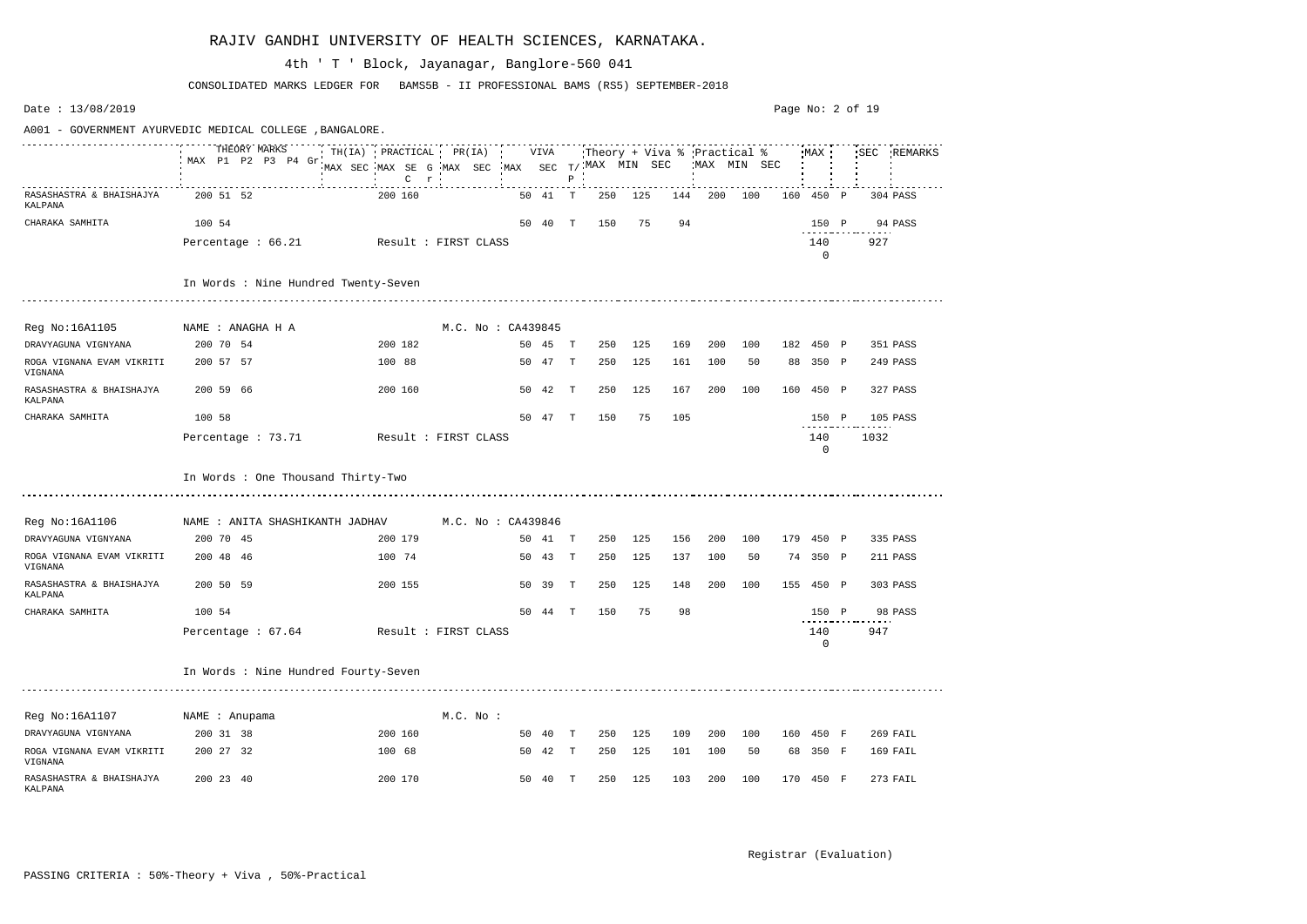# RAJIV GANDHI UNIVERSITY OF HEALTH SCIENCES, KARNATAKA.

4th ' T ' Block, Jayanagar, Banglore-560 041

CONSOLIDATED MARKS LEDGER FOR BAMS5B - II PROFESSIONAL BAMS (RS5) SEPTEMBER-2018

Date : 13/08/2019

A001 - GOVERNMENT AYURVEDIC MEDICAL COLLEGE ,BANGALORE.

| Subject | THEORY MARKS MAX P1 P2 P3 P4 Gr | TH(IA) MAX SEC | PRACTICAL MAX SE G C r | PR(IA) MAX SEC | VIVA MAX SEC | T/P | Theory + Viva % MAX MIN SEC | | | Practical % MAX MIN SEC | | | MAX | | SEC | REMARKS |
|---|---|---|---|---|---|---|---|---|---|---|---|---|---|---|---|---|
| RASASHASTRA & BHAISHAJYA KALPANA | 200 51 52 | | 200 160 | | 50 41 | T | 250 | 125 | 144 | 200 | 100 | 160 | 450 | P | 304 | PASS |
| CHARAKA SAMHITA | 100 54 | | | | 50 40 | T | 150 | 75 | 94 | | | | 150 | P | 94 | PASS |
| Percentage : 66.21 | Result : FIRST CLASS | | | | | | | | | | | | 1400 | | 927 | |

In Words : Nine Hundred Twenty-Seven

Reg No:16A1105 NAME : ANAGHA H A M.C. No : CA439845

| Subject | THEORY MARKS | TH(IA) | PRACTICAL | PR(IA) | VIVA | T/P | MAX | MIN | SEC | MAX | MIN | SEC | MAX | | SEC | REMARKS |
|---|---|---|---|---|---|---|---|---|---|---|---|---|---|---|---|---|
| DRAVYAGUNA VIGNYANA | 200 70 54 | | 200 182 | | 50 45 | T | 250 | 125 | 169 | 200 | 100 | 182 | 450 | P | 351 | PASS |
| ROGA VIGNANA EVAM VIKRITI VIGNANA | 200 57 57 | | 100 88 | | 50 47 | T | 250 | 125 | 161 | 100 | 50 | 88 | 350 | P | 249 | PASS |
| RASASHASTRA & BHAISHAJYA KALPANA | 200 59 66 | | 200 160 | | 50 42 | T | 250 | 125 | 167 | 200 | 100 | 160 | 450 | P | 327 | PASS |
| CHARAKA SAMHITA | 100 58 | | | | 50 47 | T | 150 | 75 | 105 | | | | 150 | P | 105 | PASS |
| Percentage : 73.71 | Result : FIRST CLASS | | | | | | | | | | | | 1400 | | 1032 | |

In Words : One Thousand Thirty-Two

Reg No:16A1106 NAME : ANITA SHASHIKANTH JADHAV M.C. No : CA439846

| Subject | THEORY MARKS | TH(IA) | PRACTICAL | PR(IA) | VIVA | T/P | MAX | MIN | SEC | MAX | MIN | SEC | MAX | | SEC | REMARKS |
|---|---|---|---|---|---|---|---|---|---|---|---|---|---|---|---|---|
| DRAVYAGUNA VIGNYANA | 200 70 45 | | 200 179 | | 50 41 | T | 250 | 125 | 156 | 200 | 100 | 179 | 450 | P | 335 | PASS |
| ROGA VIGNANA EVAM VIKRITI VIGNANA | 200 48 46 | | 100 74 | | 50 43 | T | 250 | 125 | 137 | 100 | 50 | 74 | 350 | P | 211 | PASS |
| RASASHASTRA & BHAISHAJYA KALPANA | 200 50 59 | | 200 155 | | 50 39 | T | 250 | 125 | 148 | 200 | 100 | 155 | 450 | P | 303 | PASS |
| CHARAKA SAMHITA | 100 54 | | | | 50 44 | T | 150 | 75 | 98 | | | | 150 | P | 98 | PASS |
| Percentage : 67.64 | Result : FIRST CLASS | | | | | | | | | | | | 1400 | | 947 | |

In Words : Nine Hundred Fourty-Seven

Reg No:16A1107 NAME : Anupama M.C. No :

| Subject | THEORY MARKS | TH(IA) | PRACTICAL | PR(IA) | VIVA | T/P | MAX | MIN | SEC | MAX | MIN | SEC | MAX | | SEC | REMARKS |
|---|---|---|---|---|---|---|---|---|---|---|---|---|---|---|---|---|
| DRAVYAGUNA VIGNYANA | 200 31 38 | | 200 160 | | 50 40 | T | 250 | 125 | 109 | 200 | 100 | 160 | 450 | F | 269 | FAIL |
| ROGA VIGNANA EVAM VIKRITI VIGNANA | 200 27 32 | | 100 68 | | 50 42 | T | 250 | 125 | 101 | 100 | 50 | 68 | 350 | F | 169 | FAIL |
| RASASHASTRA & BHAISHAJYA KALPANA | 200 23 40 | | 200 170 | | 50 40 | T | 250 | 125 | 103 | 200 | 100 | 170 | 450 | F | 273 | FAIL |

Registrar (Evaluation)

PASSING CRITERIA : 50%-Theory + Viva , 50%-Practical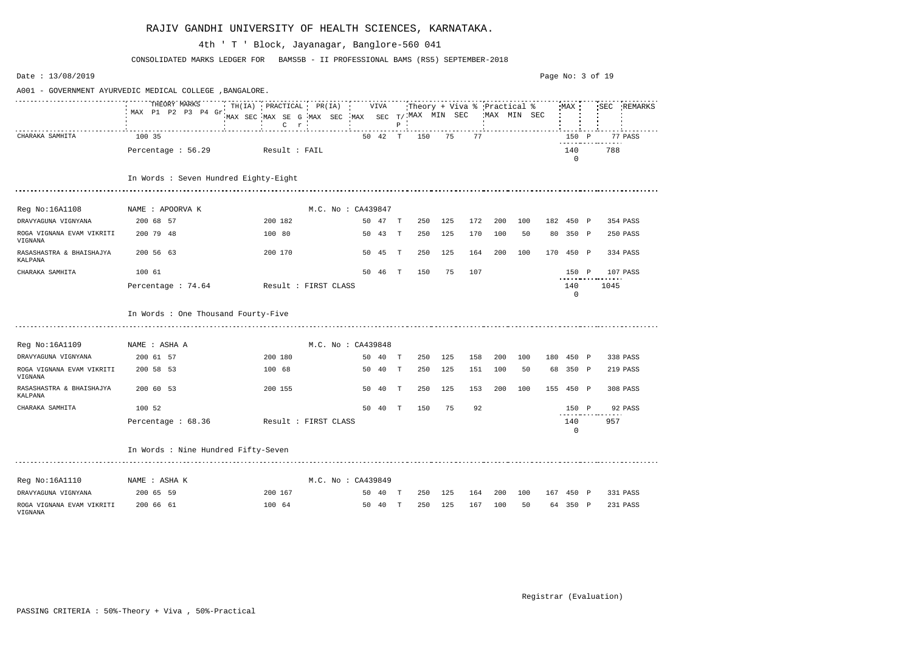# RAJIV GANDHI UNIVERSITY OF HEALTH SCIENCES, KARNATAKA.

4th ' T ' Block, Jayanagar, Banglore-560 041

CONSOLIDATED MARKS LEDGER FOR BAMS5B - II PROFESSIONAL BAMS (RS5) SEPTEMBER-2018

Date : 13/08/2019

A001 - GOVERNMENT AYURVEDIC MEDICAL COLLEGE ,BANGALORE.

| | THEORY MARKS MAX P1 P2 P3 P4 Gr | TH(IA) MAX SEC | PRACTICAL MAX SE G C r | PR(IA) MAX SEC | VIVA MAX SEC | T/P | Theory + Viva % MAX MIN SEC | | | Practical % MAX MIN SEC | | | MAX | | SEC | REMARKS |
|---|---|---|---|---|---|---|---|---|---|---|---|---|---|---|---|---|
| CHARAKA SAMHITA | 100 35 | | | | 50 42 | T | 150 | 75 | 77 | | | | 150 | P | 77 | PASS |
| | Percentage : 56.29 | Result : FAIL | | | | | | | | | | | 1400 | | 788 | |

In Words : Seven Hundred Eighty-Eight

Reg No:16A1108 NAME : APOORVA K M.C. No : CA439847

| Subject | THEORY MARKS | TH(IA) | PRACTICAL | PR(IA) | VIVA | T/P | MAX | MIN | SEC | MAX | MIN | SEC | MAX | | SEC | REMARKS |
|---|---|---|---|---|---|---|---|---|---|---|---|---|---|---|---|---|
| DRAVYAGUNA VIGNYANA | 200 68 57 | | 200 182 | | 50 47 | T | 250 | 125 | 172 | 200 | 100 | 182 | 450 | P | 354 | PASS |
| ROGA VIGNANA EVAM VIKRITI VIGNANA | 200 79 48 | | 100 80 | | 50 43 | T | 250 | 125 | 170 | 100 | 50 | 80 | 350 | P | 250 | PASS |
| RASASHASTRA & BHAISHAJYA KALPANA | 200 56 63 | | 200 170 | | 50 45 | T | 250 | 125 | 164 | 200 | 100 | 170 | 450 | P | 334 | PASS |
| CHARAKA SAMHITA | 100 61 | | | | 50 46 | T | 150 | 75 | 107 | | | | 150 | P | 107 | PASS |
| | Percentage : 74.64 | Result : FIRST CLASS | | | | | | | | | | | 1400 | | 1045 | |

In Words : One Thousand Fourty-Five

Reg No:16A1109 NAME : ASHA A M.C. No : CA439848

| Subject | THEORY MARKS | TH(IA) | PRACTICAL | PR(IA) | VIVA | T/P | MAX | MIN | SEC | MAX | MIN | SEC | MAX | | SEC | REMARKS |
|---|---|---|---|---|---|---|---|---|---|---|---|---|---|---|---|---|
| DRAVYAGUNA VIGNYANA | 200 61 57 | | 200 180 | | 50 40 | T | 250 | 125 | 158 | 200 | 100 | 180 | 450 | P | 338 | PASS |
| ROGA VIGNANA EVAM VIKRITI VIGNANA | 200 58 53 | | 100 68 | | 50 40 | T | 250 | 125 | 151 | 100 | 50 | 68 | 350 | P | 219 | PASS |
| RASASHASTRA & BHAISHAJYA KALPANA | 200 60 53 | | 200 155 | | 50 40 | T | 250 | 125 | 153 | 200 | 100 | 155 | 450 | P | 308 | PASS |
| CHARAKA SAMHITA | 100 52 | | | | 50 40 | T | 150 | 75 | 92 | | | | 150 | P | 92 | PASS |
| | Percentage : 68.36 | Result : FIRST CLASS | | | | | | | | | | | 1400 | | 957 | |

In Words : Nine Hundred Fifty-Seven

Reg No:16A1110 NAME : ASHA K M.C. No : CA439849

| Subject | THEORY MARKS | TH(IA) | PRACTICAL | PR(IA) | VIVA | T/P | MAX | MIN | SEC | MAX | MIN | SEC | MAX | | SEC | REMARKS |
|---|---|---|---|---|---|---|---|---|---|---|---|---|---|---|---|---|
| DRAVYAGUNA VIGNYANA | 200 65 59 | | 200 167 | | 50 40 | T | 250 | 125 | 164 | 200 | 100 | 167 | 450 | P | 331 | PASS |
| ROGA VIGNANA EVAM VIKRITI VIGNANA | 200 66 61 | | 100 64 | | 50 40 | T | 250 | 125 | 167 | 100 | 50 | 64 | 350 | P | 231 | PASS |

Registrar (Evaluation)

PASSING CRITERIA : 50%-Theory + Viva , 50%-Practical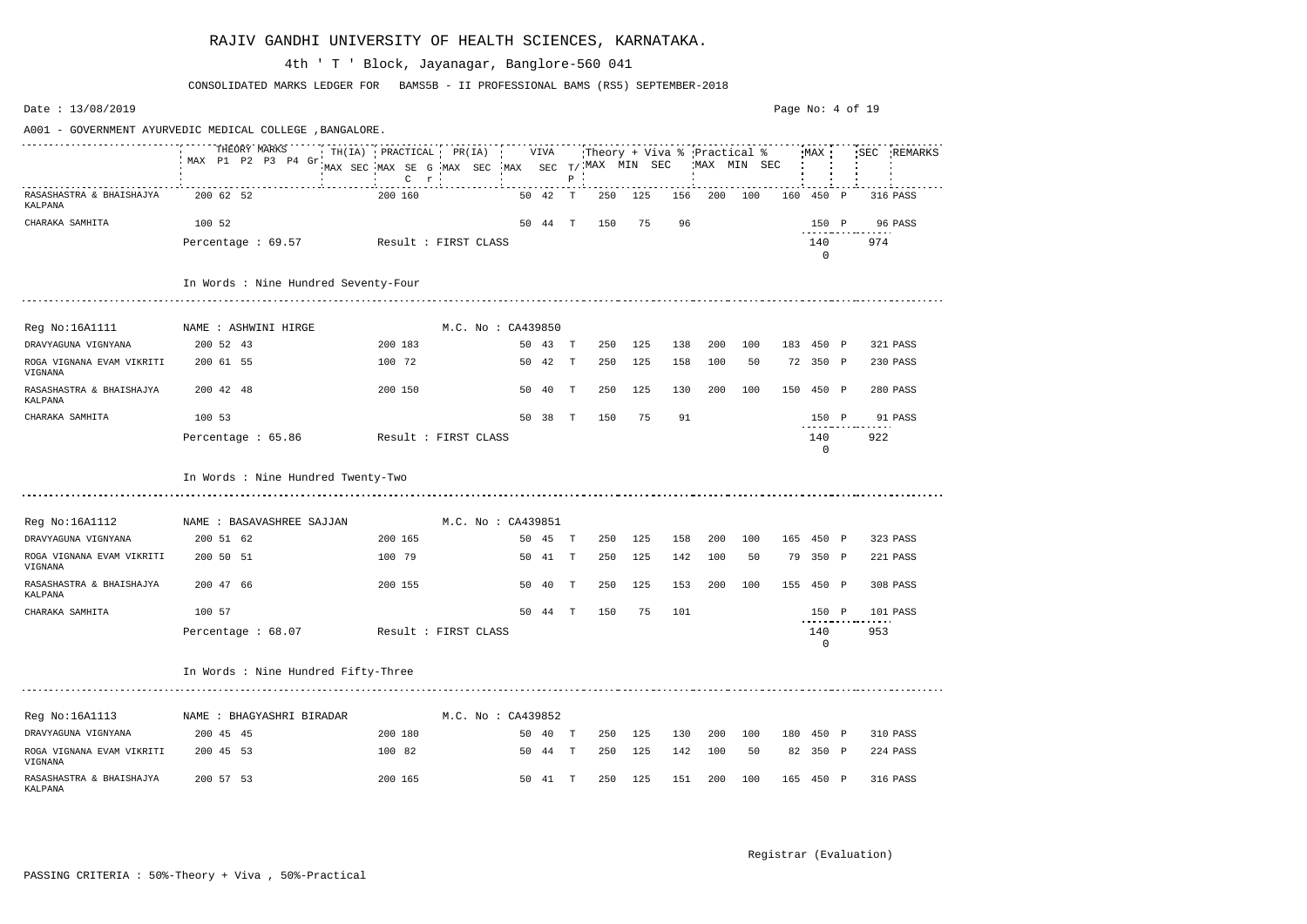# RAJIV GANDHI UNIVERSITY OF HEALTH SCIENCES, KARNATAKA.

4th ' T ' Block, Jayanagar, Banglore-560 041

CONSOLIDATED MARKS LEDGER FOR BAMS5B - II PROFESSIONAL BAMS (RS5) SEPTEMBER-2018

Date : 13/08/2019

A001 - GOVERNMENT AYURVEDIC MEDICAL COLLEGE ,BANGALORE.

| | THEORY MARKS MAX P1 P2 P3 P4 Gr | TH(IA) MAX SEC | PRACTICAL MAX SE G C r | PR(IA) MAX SEC | VIVA MAX SEC | T/P | Theory + Viva % MAX | MIN | SEC | Practical % MAX | MIN | SEC | MAX | | SEC | REMARKS |
|---|---|---|---|---|---|---|---|---|---|---|---|---|---|---|---|---|
| RASASHASTRA & BHAISHAJYA KALPANA | 200 62 52 | | 200 160 | | 50 42 | T | 250 | 125 | 156 | 200 | 100 | 160 | 450 | P | 316 | PASS |
| CHARAKA SAMHITA | 100 52 | | | | 50 44 | T | 150 | 75 | 96 | | | | 150 | P | 96 | PASS |
| Percentage : 69.57 | Result : FIRST CLASS | | | | | | | | | | | | 1400 | | 974 | |

In Words : Nine Hundred Seventy-Four

Reg No:16A1111 NAME : ASHWINI HIRGE M.C. No : CA439850

| | THEORY MARKS MAX P1 P2 P3 P4 Gr | TH(IA) MAX SEC | PRACTICAL MAX SE G C r | PR(IA) MAX SEC | VIVA MAX SEC | T/P | Theory + Viva % MAX | MIN | SEC | Practical % MAX | MIN | SEC | MAX | | SEC | REMARKS |
|---|---|---|---|---|---|---|---|---|---|---|---|---|---|---|---|---|
| DRAVYAGUNA VIGNYANA | 200 52 43 | | 200 183 | | 50 43 | T | 250 | 125 | 138 | 200 | 100 | 183 | 450 | P | 321 | PASS |
| ROGA VIGNANA EVAM VIKRITI VIGNANA | 200 61 55 | | 100 72 | | 50 42 | T | 250 | 125 | 158 | 100 | 50 | 72 | 350 | P | 230 | PASS |
| RASASHASTRA & BHAISHAJYA KALPANA | 200 42 48 | | 200 150 | | 50 40 | T | 250 | 125 | 130 | 200 | 100 | 150 | 450 | P | 280 | PASS |
| CHARAKA SAMHITA | 100 53 | | | | 50 38 | T | 150 | 75 | 91 | | | | 150 | P | 91 | PASS |
| Percentage : 65.86 | Result : FIRST CLASS | | | | | | | | | | | | 1400 | | 922 | |

In Words : Nine Hundred Twenty-Two

Reg No:16A1112 NAME : BASAVASHREE SAJJAN M.C. No : CA439851

| | THEORY MARKS MAX P1 P2 P3 P4 Gr | TH(IA) MAX SEC | PRACTICAL MAX SE G C r | PR(IA) MAX SEC | VIVA MAX SEC | T/P | Theory + Viva % MAX | MIN | SEC | Practical % MAX | MIN | SEC | MAX | | SEC | REMARKS |
|---|---|---|---|---|---|---|---|---|---|---|---|---|---|---|---|---|
| DRAVYAGUNA VIGNYANA | 200 51 62 | | 200 165 | | 50 45 | T | 250 | 125 | 158 | 200 | 100 | 165 | 450 | P | 323 | PASS |
| ROGA VIGNANA EVAM VIKRITI VIGNANA | 200 50 51 | | 100 79 | | 50 41 | T | 250 | 125 | 142 | 100 | 50 | 79 | 350 | P | 221 | PASS |
| RASASHASTRA & BHAISHAJYA KALPANA | 200 47 66 | | 200 155 | | 50 40 | T | 250 | 125 | 153 | 200 | 100 | 155 | 450 | P | 308 | PASS |
| CHARAKA SAMHITA | 100 57 | | | | 50 44 | T | 150 | 75 | 101 | | | | 150 | P | 101 | PASS |
| Percentage : 68.07 | Result : FIRST CLASS | | | | | | | | | | | | 1400 | | 953 | |

In Words : Nine Hundred Fifty-Three

Reg No:16A1113 NAME : BHAGYASHRI BIRADAR M.C. No : CA439852

| | THEORY MARKS MAX P1 P2 P3 P4 Gr | TH(IA) MAX SEC | PRACTICAL MAX SE G C r | PR(IA) MAX SEC | VIVA MAX SEC | T/P | Theory + Viva % MAX | MIN | SEC | Practical % MAX | MIN | SEC | MAX | | SEC | REMARKS |
|---|---|---|---|---|---|---|---|---|---|---|---|---|---|---|---|---|
| DRAVYAGUNA VIGNYANA | 200 45 45 | | 200 180 | | 50 40 | T | 250 | 125 | 130 | 200 | 100 | 180 | 450 | P | 310 | PASS |
| ROGA VIGNANA EVAM VIKRITI VIGNANA | 200 45 53 | | 100 82 | | 50 44 | T | 250 | 125 | 142 | 100 | 50 | 82 | 350 | P | 224 | PASS |
| RASASHASTRA & BHAISHAJYA KALPANA | 200 57 53 | | 200 165 | | 50 41 | T | 250 | 125 | 151 | 200 | 100 | 165 | 450 | P | 316 | PASS |

Registrar (Evaluation)

PASSING CRITERIA : 50%-Theory + Viva , 50%-Practical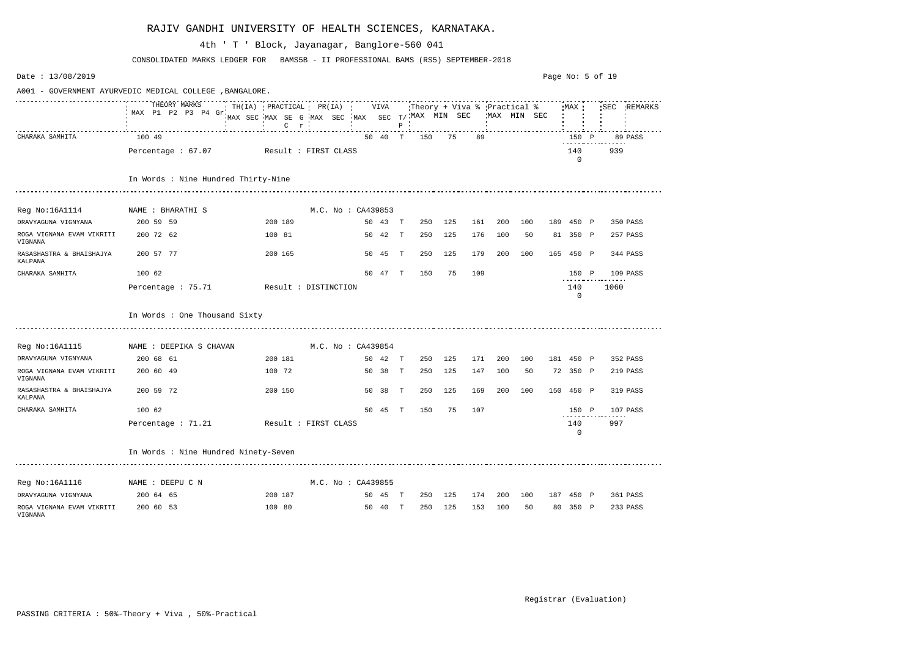# RAJIV GANDHI UNIVERSITY OF HEALTH SCIENCES, KARNATAKA.

4th ' T ' Block, Jayanagar, Banglore-560 041

CONSOLIDATED MARKS LEDGER FOR BAMS5B - II PROFESSIONAL BAMS (RS5) SEPTEMBER-2018

Date : 13/08/2019

A001 - GOVERNMENT AYURVEDIC MEDICAL COLLEGE ,BANGALORE.

| | THEORY MARKS MAX P1 P2 P3 P4 Gr | TH(IA) MAX SEC | PRACTICAL MAX SE G C r | PR(IA) MAX SEC | VIVA MAX SEC | T/P | Theory + Viva % MAX | MIN | SEC | Practical % MAX | MIN | SEC | MAX | | SEC | REMARKS |
|---|---|---|---|---|---|---|---|---|---|---|---|---|---|---|---|---|
| CHARAKA SAMHITA | 100 49 | | | | 50 40 | T | 150 | 75 | 89 | | | | 150 | P | 89 | PASS |
| | Percentage : 67.07 | Result : FIRST CLASS | | | | | | | | | | | 1400 | | 939 | |

In Words : Nine Hundred Thirty-Nine

Reg No:16A1114 NAME : BHARATHI S M.C. No : CA439853

| Subject | THEORY MARKS | TH(IA) | PRACTICAL | PR(IA) | VIVA | T/P | Theory + Viva % MAX | MIN | SEC | Practical % MAX | MIN | SEC | MAX | | SEC | REMARKS |
|---|---|---|---|---|---|---|---|---|---|---|---|---|---|---|---|---|
| DRAVYAGUNA VIGNYANA | 200 59 59 | | 200 189 | | 50 43 | T | 250 | 125 | 161 | 200 | 100 | 189 | 450 | P | 350 | PASS |
| ROGA VIGNANA EVAM VIKRITI VIGNANA | 200 72 62 | | 100 81 | | 50 42 | T | 250 | 125 | 176 | 100 | 50 | 81 | 350 | P | 257 | PASS |
| RASASHASTRA & BHAISHAJYA KALPANA | 200 57 77 | | 200 165 | | 50 45 | T | 250 | 125 | 179 | 200 | 100 | 165 | 450 | P | 344 | PASS |
| CHARAKA SAMHITA | 100 62 | | | | 50 47 | T | 150 | 75 | 109 | | | | 150 | P | 109 | PASS |
| | Percentage : 75.71 | Result : DISTINCTION | | | | | | | | | | | 1400 | | 1060 | |

In Words : One Thousand Sixty

Reg No:16A1115 NAME : DEEPIKA S CHAVAN M.C. No : CA439854

| Subject | THEORY MARKS | TH(IA) | PRACTICAL | PR(IA) | VIVA | T/P | Theory + Viva % MAX | MIN | SEC | Practical % MAX | MIN | SEC | MAX | | SEC | REMARKS |
|---|---|---|---|---|---|---|---|---|---|---|---|---|---|---|---|---|
| DRAVYAGUNA VIGNYANA | 200 68 61 | | 200 181 | | 50 42 | T | 250 | 125 | 171 | 200 | 100 | 181 | 450 | P | 352 | PASS |
| ROGA VIGNANA EVAM VIKRITI VIGNANA | 200 60 49 | | 100 72 | | 50 38 | T | 250 | 125 | 147 | 100 | 50 | 72 | 350 | P | 219 | PASS |
| RASASHASTRA & BHAISHAJYA KALPANA | 200 59 72 | | 200 150 | | 50 38 | T | 250 | 125 | 169 | 200 | 100 | 150 | 450 | P | 319 | PASS |
| CHARAKA SAMHITA | 100 62 | | | | 50 45 | T | 150 | 75 | 107 | | | | 150 | P | 107 | PASS |
| | Percentage : 71.21 | Result : FIRST CLASS | | | | | | | | | | | 1400 | | 997 | |

In Words : Nine Hundred Ninety-Seven

Reg No:16A1116 NAME : DEEPU C N M.C. No : CA439855

| Subject | THEORY MARKS | TH(IA) | PRACTICAL | PR(IA) | VIVA | T/P | Theory + Viva % MAX | MIN | SEC | Practical % MAX | MIN | SEC | MAX | | SEC | REMARKS |
|---|---|---|---|---|---|---|---|---|---|---|---|---|---|---|---|---|
| DRAVYAGUNA VIGNYANA | 200 64 65 | | 200 187 | | 50 45 | T | 250 | 125 | 174 | 200 | 100 | 187 | 450 | P | 361 | PASS |
| ROGA VIGNANA EVAM VIKRITI VIGNANA | 200 60 53 | | 100 80 | | 50 40 | T | 250 | 125 | 153 | 100 | 50 | 80 | 350 | P | 233 | PASS |

Registrar (Evaluation)

PASSING CRITERIA : 50%-Theory + Viva , 50%-Practical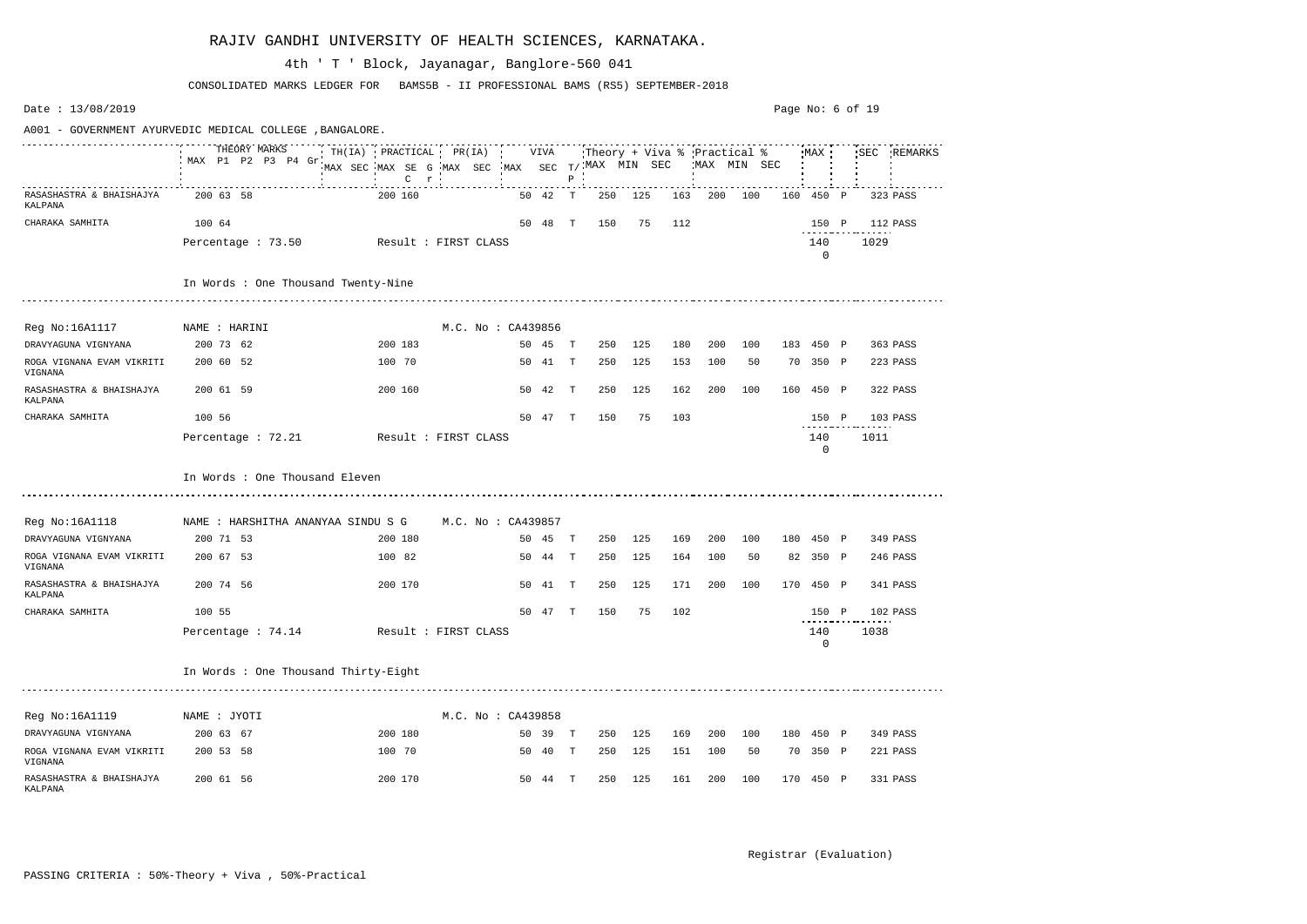# RAJIV GANDHI UNIVERSITY OF HEALTH SCIENCES, KARNATAKA.

4th ' T ' Block, Jayanagar, Banglore-560 041

CONSOLIDATED MARKS LEDGER FOR BAMS5B - II PROFESSIONAL BAMS (RS5) SEPTEMBER-2018

Date : 13/08/2019

A001 - GOVERNMENT AYURVEDIC MEDICAL COLLEGE ,BANGALORE.

| Subject | THEORY MARKS MAX P1 P2 P3 P4 Gr | TH(IA) MAX SEC | PRACTICAL MAX SE G C r | PR(IA) MAX SEC | VIVA MAX SEC | T/P | Theory + Viva % MAX MIN SEC | | | Practical % MAX MIN SEC | | | MAX | | SEC | REMARKS |
|---|---|---|---|---|---|---|---|---|---|---|---|---|---|---|---|---|
| RASASHASTRA & BHAISHAJYA KALPANA | 200 63 58 | | 200 160 | | 50 42 | T | 250 | 125 | 163 | 200 | 100 | 160 | 450 | P | 323 | PASS |
| CHARAKA SAMHITA | 100 64 | | | | 50 48 | T | 150 | 75 | 112 | | | | 150 | P | 112 | PASS |
| | Percentage : 73.50 | | Result : FIRST CLASS | | | | | | | | | | 1400 | | 1029 | |

In Words : One Thousand Twenty-Nine

Reg No:16A1117 NAME : HARINI M.C. No : CA439856

| Subject | THEORY MARKS | TH(IA) | PRACTICAL | PR(IA) | VIVA | T/P | MAX | MIN | SEC | MAX | MIN | SEC | MAX | | SEC | REMARKS |
|---|---|---|---|---|---|---|---|---|---|---|---|---|---|---|---|---|
| DRAVYAGUNA VIGNYANA | 200 73 62 | | 200 183 | | 50 45 | T | 250 | 125 | 180 | 200 | 100 | 183 | 450 | P | 363 | PASS |
| ROGA VIGNANA EVAM VIKRITI VIGNANA | 200 60 52 | | 100 70 | | 50 41 | T | 250 | 125 | 153 | 100 | 50 | 70 | 350 | P | 223 | PASS |
| RASASHASTRA & BHAISHAJYA KALPANA | 200 61 59 | | 200 160 | | 50 42 | T | 250 | 125 | 162 | 200 | 100 | 160 | 450 | P | 322 | PASS |
| CHARAKA SAMHITA | 100 56 | | | | 50 47 | T | 150 | 75 | 103 | | | | 150 | P | 103 | PASS |
| | Percentage : 72.21 | | Result : FIRST CLASS | | | | | | | | | | 1400 | | 1011 | |

In Words : One Thousand Eleven

Reg No:16A1118 NAME : HARSHITHA ANANYAA SINDU S G M.C. No : CA439857

| Subject | THEORY MARKS | TH(IA) | PRACTICAL | PR(IA) | VIVA | T/P | MAX | MIN | SEC | MAX | MIN | SEC | MAX | | SEC | REMARKS |
|---|---|---|---|---|---|---|---|---|---|---|---|---|---|---|---|---|
| DRAVYAGUNA VIGNYANA | 200 71 53 | | 200 180 | | 50 45 | T | 250 | 125 | 169 | 200 | 100 | 180 | 450 | P | 349 | PASS |
| ROGA VIGNANA EVAM VIKRITI VIGNANA | 200 67 53 | | 100 82 | | 50 44 | T | 250 | 125 | 164 | 100 | 50 | 82 | 350 | P | 246 | PASS |
| RASASHASTRA & BHAISHAJYA KALPANA | 200 74 56 | | 200 170 | | 50 41 | T | 250 | 125 | 171 | 200 | 100 | 170 | 450 | P | 341 | PASS |
| CHARAKA SAMHITA | 100 55 | | | | 50 47 | T | 150 | 75 | 102 | | | | 150 | P | 102 | PASS |
| | Percentage : 74.14 | | Result : FIRST CLASS | | | | | | | | | | 1400 | | 1038 | |

In Words : One Thousand Thirty-Eight

Reg No:16A1119 NAME : JYOTI M.C. No : CA439858

| Subject | THEORY MARKS | TH(IA) | PRACTICAL | PR(IA) | VIVA | T/P | MAX | MIN | SEC | MAX | MIN | SEC | MAX | | SEC | REMARKS |
|---|---|---|---|---|---|---|---|---|---|---|---|---|---|---|---|---|
| DRAVYAGUNA VIGNYANA | 200 63 67 | | 200 180 | | 50 39 | T | 250 | 125 | 169 | 200 | 100 | 180 | 450 | P | 349 | PASS |
| ROGA VIGNANA EVAM VIKRITI VIGNANA | 200 53 58 | | 100 70 | | 50 40 | T | 250 | 125 | 151 | 100 | 50 | 70 | 350 | P | 221 | PASS |
| RASASHASTRA & BHAISHAJYA KALPANA | 200 61 56 | | 200 170 | | 50 44 | T | 250 | 125 | 161 | 200 | 100 | 170 | 450 | P | 331 | PASS |

Registrar (Evaluation)

PASSING CRITERIA : 50%-Theory + Viva , 50%-Practical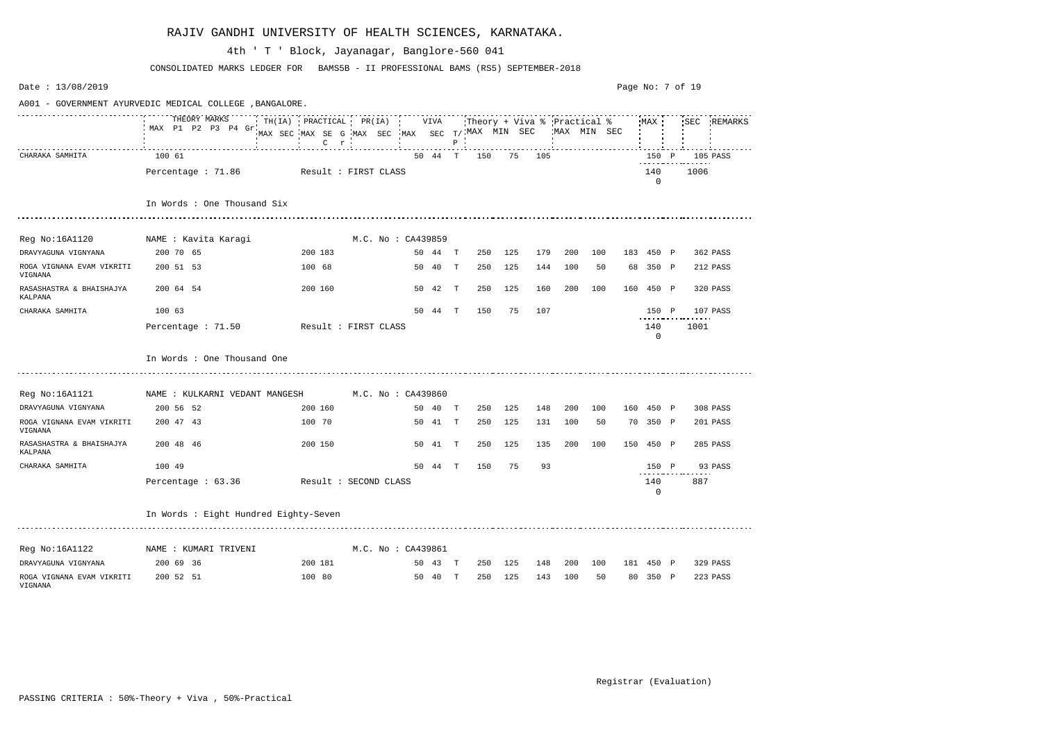# RAJIV GANDHI UNIVERSITY OF HEALTH SCIENCES, KARNATAKA.

4th ' T ' Block, Jayanagar, Banglore-560 041

CONSOLIDATED MARKS LEDGER FOR BAMS5B - II PROFESSIONAL BAMS (RS5) SEPTEMBER-2018

Date : 13/08/2019

A001 - GOVERNMENT AYURVEDIC MEDICAL COLLEGE ,BANGALORE.

| | THEORY MARKS | TH(IA) | PRACTICAL | PR(IA) | VIVA | | | Theory + Viva % | | | Practical % | | | MAX | | SEC | REMARKS |
|---|---|---|---|---|---|---|---|---|---|---|---|---|---|---|---|---|---|
| | MAX P1 P2 P3 P4 Gr | MAX SEC | MAX SE G C r | MAX SEC | MAX | SEC | T/P | MAX | MIN | SEC | MAX | MIN | SEC | | | | |
| CHARAKA SAMHITA | 100 61 | | | | 50 | 44 | T | 150 | 75 | 105 | | | | 150 | P | 105 | PASS |
| | Percentage : 71.86 | Result : FIRST CLASS | | | | | | | | | | | | 1400 | | 1006 | |
| | In Words : One Thousand Six | | | | | | | | | | | | | | | | |
| Reg No:16A1120 | NAME : Kavita Karagi | | | M.C. No : CA439859 | | | | | | | | | | | | | |
| DRAVYAGUNA VIGNYANA | 200 70 65 | | 200 183 | | 50 | 44 | T | 250 | 125 | 179 | 200 | 100 | 183 | 450 | P | 362 | PASS |
| ROGA VIGNANA EVAM VIKRITI VIGNANA | 200 51 53 | | 100 68 | | 50 | 40 | T | 250 | 125 | 144 | 100 | 50 | 68 | 350 | P | 212 | PASS |
| RASASHASTRA & BHAISHAJYA KALPANA | 200 64 54 | | 200 160 | | 50 | 42 | T | 250 | 125 | 160 | 200 | 100 | 160 | 450 | P | 320 | PASS |
| CHARAKA SAMHITA | 100 63 | | | | 50 | 44 | T | 150 | 75 | 107 | | | | 150 | P | 107 | PASS |
| | Percentage : 71.50 | Result : FIRST CLASS | | | | | | | | | | | | 1400 | | 1001 | |
| | In Words : One Thousand One | | | | | | | | | | | | | | | | |
| Reg No:16A1121 | NAME : KULKARNI VEDANT MANGESH | | | M.C. No : CA439860 | | | | | | | | | | | | | |
| DRAVYAGUNA VIGNYANA | 200 56 52 | | 200 160 | | 50 | 40 | T | 250 | 125 | 148 | 200 | 100 | 160 | 450 | P | 308 | PASS |
| ROGA VIGNANA EVAM VIKRITI VIGNANA | 200 47 43 | | 100 70 | | 50 | 41 | T | 250 | 125 | 131 | 100 | 50 | 70 | 350 | P | 201 | PASS |
| RASASHASTRA & BHAISHAJYA KALPANA | 200 48 46 | | 200 150 | | 50 | 41 | T | 250 | 125 | 135 | 200 | 100 | 150 | 450 | P | 285 | PASS |
| CHARAKA SAMHITA | 100 49 | | | | 50 | 44 | T | 150 | 75 | 93 | | | | 150 | P | 93 | PASS |
| | Percentage : 63.36 | Result : SECOND CLASS | | | | | | | | | | | | 1400 | | 887 | |
| | In Words : Eight Hundred Eighty-Seven | | | | | | | | | | | | | | | | |
| Reg No:16A1122 | NAME : KUMARI TRIVENI | | | M.C. No : CA439861 | | | | | | | | | | | | | |
| DRAVYAGUNA VIGNYANA | 200 69 36 | | 200 181 | | 50 | 43 | T | 250 | 125 | 148 | 200 | 100 | 181 | 450 | P | 329 | PASS |
| ROGA VIGNANA EVAM VIKRITI VIGNANA | 200 52 51 | | 100 80 | | 50 | 40 | T | 250 | 125 | 143 | 100 | 50 | 80 | 350 | P | 223 | PASS |

Registrar (Evaluation)

PASSING CRITERIA : 50%-Theory + Viva , 50%-Practical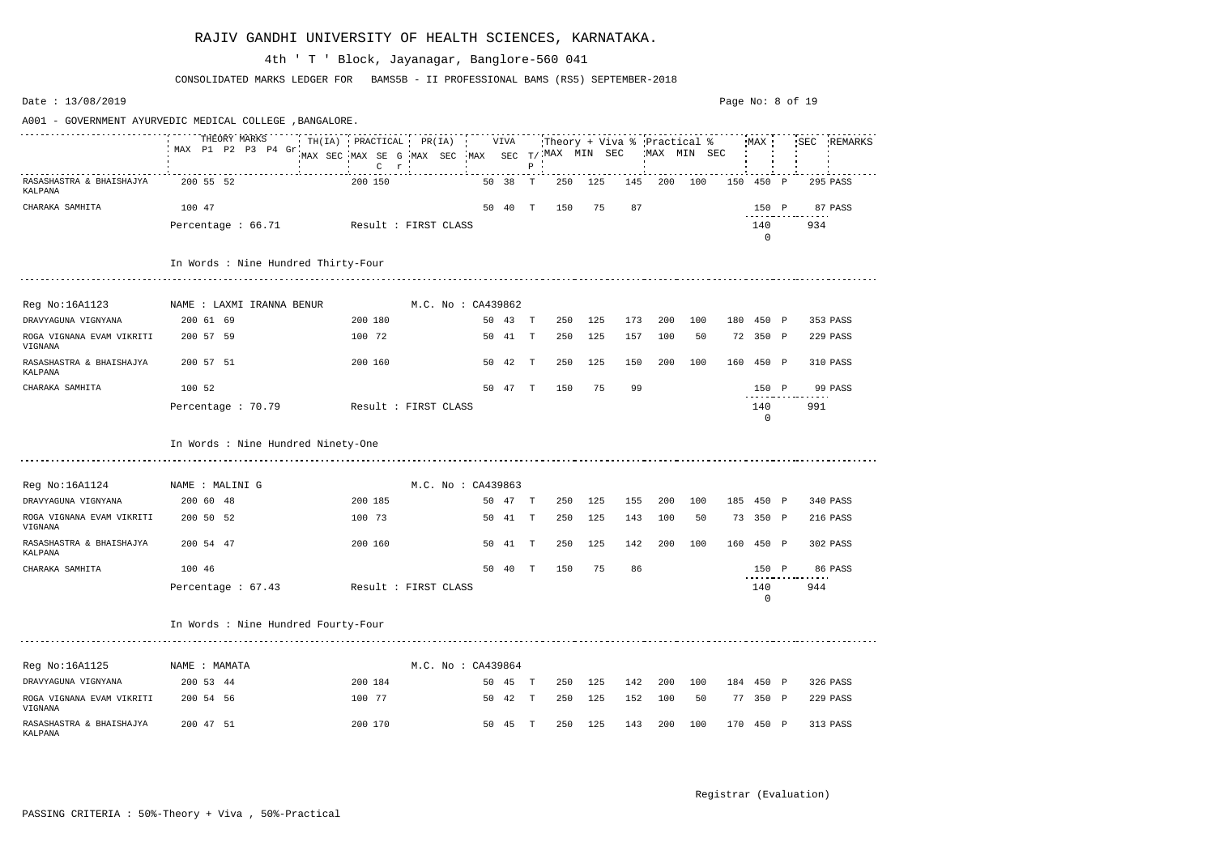# RAJIV GANDHI UNIVERSITY OF HEALTH SCIENCES, KARNATAKA.

4th ' T ' Block, Jayanagar, Banglore-560 041

CONSOLIDATED MARKS LEDGER FOR BAMS5B - II PROFESSIONAL BAMS (RS5) SEPTEMBER-2018

Date : 13/08/2019

A001 - GOVERNMENT AYURVEDIC MEDICAL COLLEGE ,BANGALORE.

| Subject | THEORY MARKS MAX P1 P2 P3 P4 Gr | TH(IA) MAX SEC | PRACTICAL MAX SE G C r | PR(IA) MAX SEC | VIVA MAX SEC T/P | Theory + Viva % MAX MIN SEC | Practical % MAX MIN SEC | MAX | SEC | REMARKS |
|---|---|---|---|---|---|---|---|---|---|---|
| RASASHASTRA & BHAISHAJYA KALPANA | 200 55 52 | | 200 150 | | 50 38 T | 250 125 145 | 200 100 150 | 450 P | 295 | PASS |
| CHARAKA SAMHITA | 100 47 | | | | 50 40 T | 150 75 87 | | 150 P | 87 | PASS |
| | Percentage : 66.71 | | Result : FIRST CLASS | | | | | 1400 | 934 | |

In Words : Nine Hundred Thirty-Four

Reg No:16A1123 NAME : LAXMI IRANNA BENUR M.C. No : CA439862

| Subject | THEORY MARKS MAX P1 P2 P3 P4 Gr | TH(IA) MAX SEC | PRACTICAL MAX SE G C r | PR(IA) MAX SEC | VIVA MAX SEC T/P | Theory + Viva % MAX MIN SEC | Practical % MAX MIN SEC | MAX | SEC | REMARKS |
|---|---|---|---|---|---|---|---|---|---|---|
| DRAVYAGUNA VIGNYANA | 200 61 69 | | 200 180 | | 50 43 T | 250 125 173 | 200 100 180 | 450 P | 353 | PASS |
| ROGA VIGNANA EVAM VIKRITI VIGNANA | 200 57 59 | | 100 72 | | 50 41 T | 250 125 157 | 100 50 72 | 350 P | 229 | PASS |
| RASASHASTRA & BHAISHAJYA KALPANA | 200 57 51 | | 200 160 | | 50 42 T | 250 125 150 | 200 100 160 | 450 P | 310 | PASS |
| CHARAKA SAMHITA | 100 52 | | | | 50 47 T | 150 75 99 | | 150 P | 99 | PASS |
| | Percentage : 70.79 | | Result : FIRST CLASS | | | | | 1400 | 991 | |

In Words : Nine Hundred Ninety-One

Reg No:16A1124 NAME : MALINI G M.C. No : CA439863

| Subject | THEORY MARKS MAX P1 P2 P3 P4 Gr | TH(IA) MAX SEC | PRACTICAL MAX SE G C r | PR(IA) MAX SEC | VIVA MAX SEC T/P | Theory + Viva % MAX MIN SEC | Practical % MAX MIN SEC | MAX | SEC | REMARKS |
|---|---|---|---|---|---|---|---|---|---|---|
| DRAVYAGUNA VIGNYANA | 200 60 48 | | 200 185 | | 50 47 T | 250 125 155 | 200 100 185 | 450 P | 340 | PASS |
| ROGA VIGNANA EVAM VIKRITI VIGNANA | 200 50 52 | | 100 73 | | 50 41 T | 250 125 143 | 100 50 73 | 350 P | 216 | PASS |
| RASASHASTRA & BHAISHAJYA KALPANA | 200 54 47 | | 200 160 | | 50 41 T | 250 125 142 | 200 100 160 | 450 P | 302 | PASS |
| CHARAKA SAMHITA | 100 46 | | | | 50 40 T | 150 75 86 | | 150 P | 86 | PASS |
| | Percentage : 67.43 | | Result : FIRST CLASS | | | | | 1400 | 944 | |

In Words : Nine Hundred Fourty-Four

Reg No:16A1125 NAME : MAMATA M.C. No : CA439864

| Subject | THEORY MARKS MAX P1 P2 P3 P4 Gr | TH(IA) MAX SEC | PRACTICAL MAX SE G C r | PR(IA) MAX SEC | VIVA MAX SEC T/P | Theory + Viva % MAX MIN SEC | Practical % MAX MIN SEC | MAX | SEC | REMARKS |
|---|---|---|---|---|---|---|---|---|---|---|
| DRAVYAGUNA VIGNYANA | 200 53 44 | | 200 184 | | 50 45 T | 250 125 142 | 200 100 184 | 450 P | 326 | PASS |
| ROGA VIGNANA EVAM VIKRITI VIGNANA | 200 54 56 | | 100 77 | | 50 42 T | 250 125 152 | 100 50 77 | 350 P | 229 | PASS |
| RASASHASTRA & BHAISHAJYA KALPANA | 200 47 51 | | 200 170 | | 50 45 T | 250 125 143 | 200 100 170 | 450 P | 313 | PASS |

Registrar (Evaluation)

PASSING CRITERIA : 50%-Theory + Viva , 50%-Practical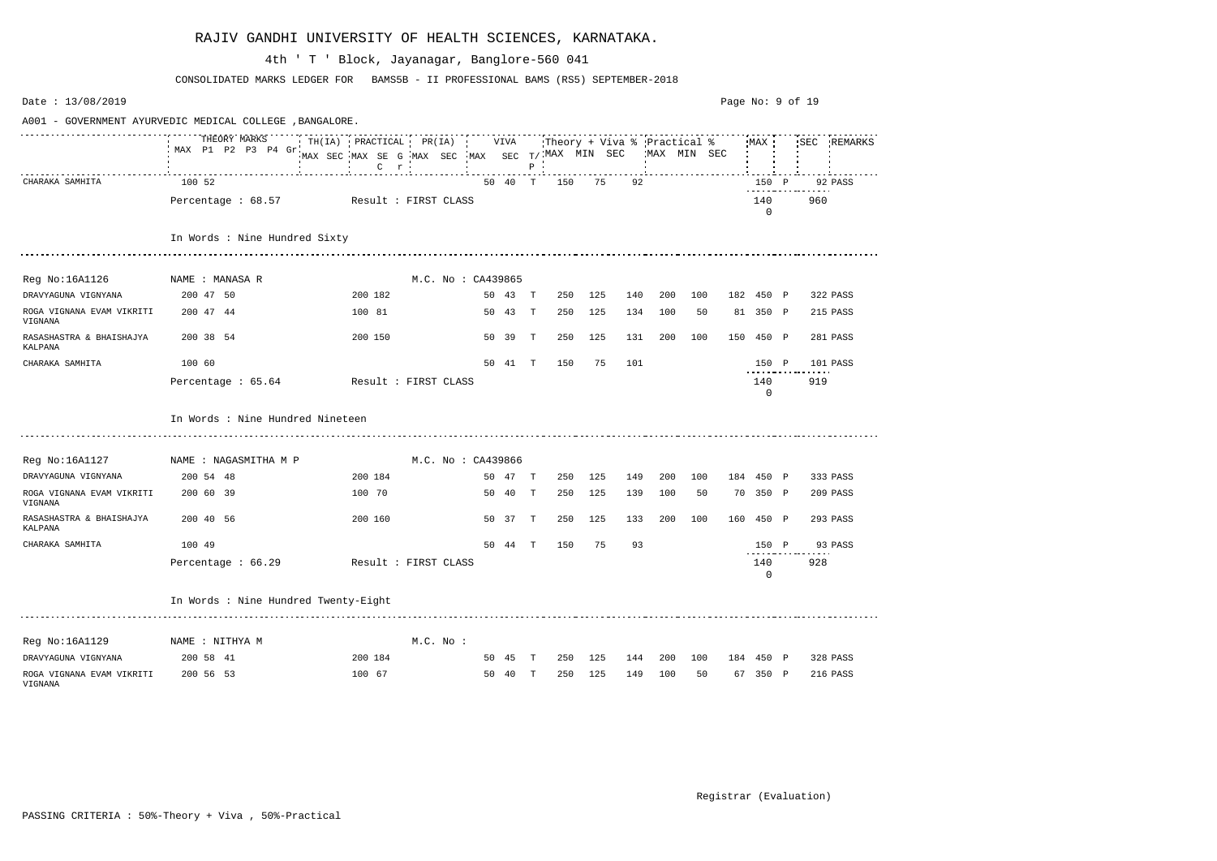# RAJIV GANDHI UNIVERSITY OF HEALTH SCIENCES, KARNATAKA.

4th ' T ' Block, Jayanagar, Banglore-560 041

CONSOLIDATED MARKS LEDGER FOR BAMS5B - II PROFESSIONAL BAMS (RS5) SEPTEMBER-2018

Date : 13/08/2019

A001 - GOVERNMENT AYURVEDIC MEDICAL COLLEGE ,BANGALORE.

| | THEORY MARKS MAX | P1 | P2 | P3 | P4 | Gr | TH(IA) MAX | SEC | PRACTICAL MAX | SE | G C | r | PR(IA) MAX | SEC | VIVA MAX | SEC | T/P | Theory + Viva % MAX | MIN | SEC | Practical % MAX | MIN | SEC | MAX | | SEC | REMARKS |
|---|---|---|---|---|---|---|---|---|---|---|---|---|---|---|---|---|---|---|---|---|---|---|---|---|---|---|---|
| CHARAKA SAMHITA | 100 | 52 | | | | | | | | | | | | | 50 | 40 | T | 150 | 75 | 92 | | | | 150 | P | 92 | PASS |
| | Percentage : 68.57 | | | | | | Result : FIRST CLASS | | | | | | | | | | | | | | | | | 1400 | | 960 | |

In Words : Nine Hundred Sixty

Reg No:16A1126 NAME : MANASA R M.C. No : CA439865

| Subject | THEORY MAX | P1 | P2 | PRACTICAL MAX | SE | VIVA MAX | SEC | T/P | Theory + Viva % MAX | MIN | SEC | Practical % MAX | MIN | SEC | MAX | | SEC | REMARKS |
|---|---|---|---|---|---|---|---|---|---|---|---|---|---|---|---|---|---|---|
| DRAVYAGUNA VIGNYANA | 200 | 47 | 50 | 200 | 182 | 50 | 43 | T | 250 | 125 | 140 | 200 | 100 | 182 | 450 | P | 322 | PASS |
| ROGA VIGNANA EVAM VIKRITI VIGNANA | 200 | 47 | 44 | 100 | 81 | 50 | 43 | T | 250 | 125 | 134 | 100 | 50 | 81 | 350 | P | 215 | PASS |
| RASASHASTRA & BHAISHAJYA KALPANA | 200 | 38 | 54 | 200 | 150 | 50 | 39 | T | 250 | 125 | 131 | 200 | 100 | 150 | 450 | P | 281 | PASS |
| CHARAKA SAMHITA | 100 | 60 | | | | 50 | 41 | T | 150 | 75 | 101 | | | | 150 | P | 101 | PASS |
| | Percentage : 65.64 | | | Result : FIRST CLASS | | | | | | | | | | | 1400 | | 919 | |

In Words : Nine Hundred Nineteen

Reg No:16A1127 NAME : NAGASMITHA M P M.C. No : CA439866

| Subject | THEORY MAX | P1 | P2 | PRACTICAL MAX | SE | VIVA MAX | SEC | T/P | Theory + Viva % MAX | MIN | SEC | Practical % MAX | MIN | SEC | MAX | | SEC | REMARKS |
|---|---|---|---|---|---|---|---|---|---|---|---|---|---|---|---|---|---|---|
| DRAVYAGUNA VIGNYANA | 200 | 54 | 48 | 200 | 184 | 50 | 47 | T | 250 | 125 | 149 | 200 | 100 | 184 | 450 | P | 333 | PASS |
| ROGA VIGNANA EVAM VIKRITI VIGNANA | 200 | 60 | 39 | 100 | 70 | 50 | 40 | T | 250 | 125 | 139 | 100 | 50 | 70 | 350 | P | 209 | PASS |
| RASASHASTRA & BHAISHAJYA KALPANA | 200 | 40 | 56 | 200 | 160 | 50 | 37 | T | 250 | 125 | 133 | 200 | 100 | 160 | 450 | P | 293 | PASS |
| CHARAKA SAMHITA | 100 | 49 | | | | 50 | 44 | T | 150 | 75 | 93 | | | | 150 | P | 93 | PASS |
| | Percentage : 66.29 | | | Result : FIRST CLASS | | | | | | | | | | | 1400 | | 928 | |

In Words : Nine Hundred Twenty-Eight

Reg No:16A1129 NAME : NITHYA M M.C. No :

| Subject | THEORY MAX | P1 | P2 | PRACTICAL MAX | SE | VIVA MAX | SEC | T/P | Theory + Viva % MAX | MIN | SEC | Practical % MAX | MIN | SEC | MAX | | SEC | REMARKS |
|---|---|---|---|---|---|---|---|---|---|---|---|---|---|---|---|---|---|---|
| DRAVYAGUNA VIGNYANA | 200 | 58 | 41 | 200 | 184 | 50 | 45 | T | 250 | 125 | 144 | 200 | 100 | 184 | 450 | P | 328 | PASS |
| ROGA VIGNANA EVAM VIKRITI VIGNANA | 200 | 56 | 53 | 100 | 67 | 50 | 40 | T | 250 | 125 | 149 | 100 | 50 | 67 | 350 | P | 216 | PASS |

Registrar (Evaluation)

PASSING CRITERIA : 50%-Theory + Viva , 50%-Practical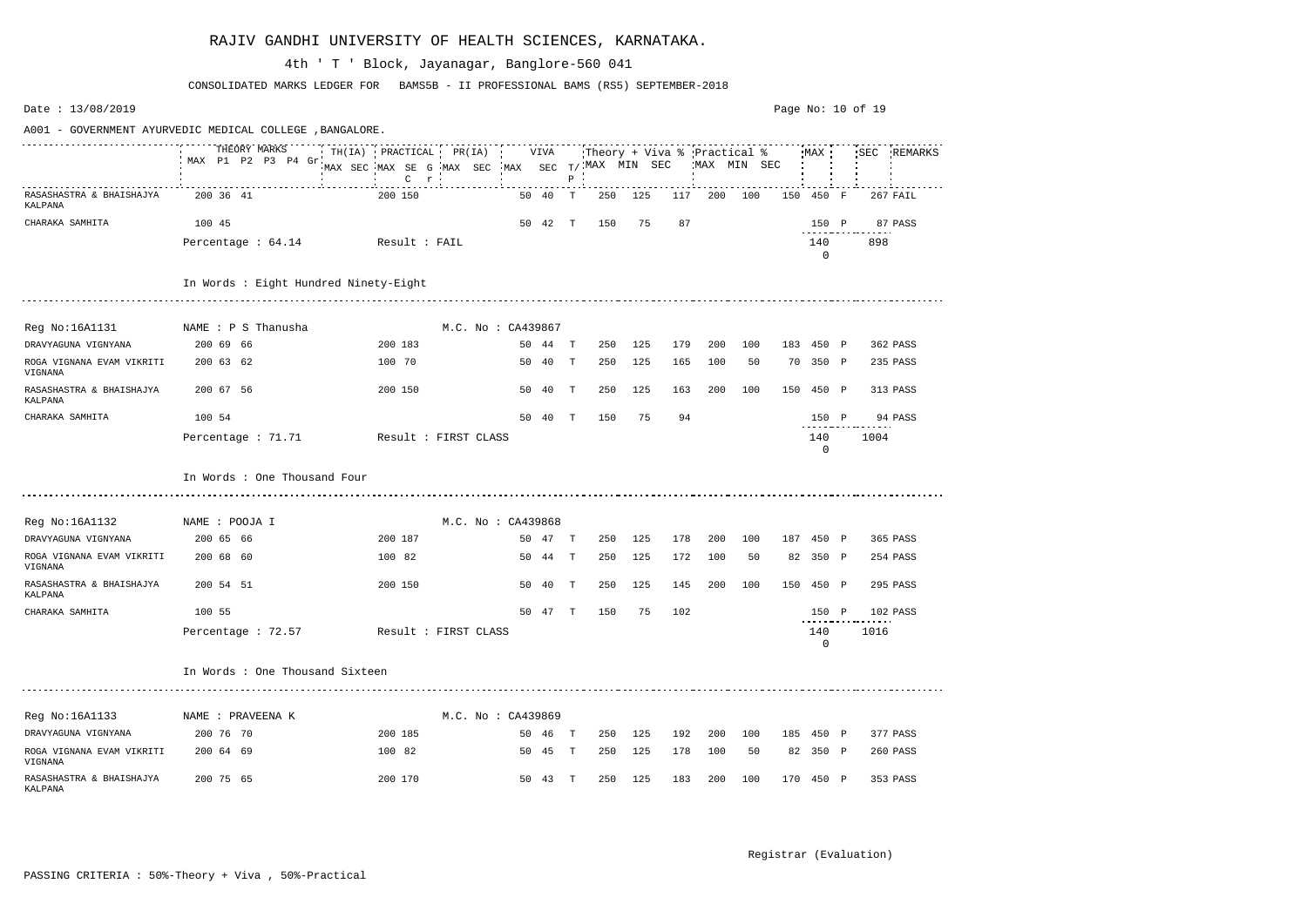# RAJIV GANDHI UNIVERSITY OF HEALTH SCIENCES, KARNATAKA.

4th ' T ' Block, Jayanagar, Banglore-560 041

CONSOLIDATED MARKS LEDGER FOR BAMS5B - II PROFESSIONAL BAMS (RS5) SEPTEMBER-2018

Date : 13/08/2019

A001 - GOVERNMENT AYURVEDIC MEDICAL COLLEGE ,BANGALORE.

| | THEORY MARKS MAX | P1 | P2 | P3 | P4 | Gr | TH(IA) MAX | SEC | PRACTICAL MAX | SE | G C r | PR(IA) MAX | SEC | VIVA MAX | SEC | T/P | Theory + Viva % MAX | MIN | SEC | Practical % MAX | MIN | SEC | MAX | | SEC | REMARKS |
|---|---|---|---|---|---|---|---|---|---|---|---|---|---|---|---|---|---|---|---|---|---|---|---|---|---|---|
| RASASHASTRA & BHAISHAJYA KALPANA | 200 | 36 | 41 | | | | | | 200 | 150 | | | | 50 | 40 | T | 250 | 125 | 117 | 200 | 100 | 150 | 450 | F | 267 | FAIL |
| CHARAKA SAMHITA | 100 | 45 | | | | | | | | | | | | 50 | 42 | T | 150 | 75 | 87 | | | | 150 | P | 87 | PASS |
| Percentage : 64.14 | | | | | | | | | Result : FAIL | | | | | | | | | | | | | | 1400 | | 898 | |

In Words : Eight Hundred Ninety-Eight

---

Reg No:16A1131 NAME : P S Thanusha M.C. No : CA439867

| | THEORY MAX | P1 | P2 | PRACTICAL MAX | SE | VIVA MAX | SEC | T/P | Theory + Viva % MAX | MIN | SEC | Practical % MAX | MIN | SEC | MAX | | SEC | REMARKS |
|---|---|---|---|---|---|---|---|---|---|---|---|---|---|---|---|---|---|---|
| DRAVYAGUNA VIGNYANA | 200 | 69 | 66 | 200 | 183 | 50 | 44 | T | 250 | 125 | 179 | 200 | 100 | 183 | 450 | P | 362 | PASS |
| ROGA VIGNANA EVAM VIKRITI VIGNANA | 200 | 63 | 62 | 100 | 70 | 50 | 40 | T | 250 | 125 | 165 | 100 | 50 | 70 | 350 | P | 235 | PASS |
| RASASHASTRA & BHAISHAJYA KALPANA | 200 | 67 | 56 | 200 | 150 | 50 | 40 | T | 250 | 125 | 163 | 200 | 100 | 150 | 450 | P | 313 | PASS |
| CHARAKA SAMHITA | 100 | 54 | | | | 50 | 40 | T | 150 | 75 | 94 | | | | 150 | P | 94 | PASS |
| Percentage : 71.71 | | | | Result : FIRST CLASS | | | | | | | | | | | 1400 | | 1004 | |

In Words : One Thousand Four

---

Reg No:16A1132 NAME : POOJA I M.C. No : CA439868

| | THEORY MAX | P1 | P2 | PRACTICAL MAX | SE | VIVA MAX | SEC | T/P | Theory + Viva % MAX | MIN | SEC | Practical % MAX | MIN | SEC | MAX | | SEC | REMARKS |
|---|---|---|---|---|---|---|---|---|---|---|---|---|---|---|---|---|---|---|
| DRAVYAGUNA VIGNYANA | 200 | 65 | 66 | 200 | 187 | 50 | 47 | T | 250 | 125 | 178 | 200 | 100 | 187 | 450 | P | 365 | PASS |
| ROGA VIGNANA EVAM VIKRITI VIGNANA | 200 | 68 | 60 | 100 | 82 | 50 | 44 | T | 250 | 125 | 172 | 100 | 50 | 82 | 350 | P | 254 | PASS |
| RASASHASTRA & BHAISHAJYA KALPANA | 200 | 54 | 51 | 200 | 150 | 50 | 40 | T | 250 | 125 | 145 | 200 | 100 | 150 | 450 | P | 295 | PASS |
| CHARAKA SAMHITA | 100 | 55 | | | | 50 | 47 | T | 150 | 75 | 102 | | | | 150 | P | 102 | PASS |
| Percentage : 72.57 | | | | Result : FIRST CLASS | | | | | | | | | | | 1400 | | 1016 | |

In Words : One Thousand Sixteen

---

Reg No:16A1133 NAME : PRAVEENA K M.C. No : CA439869

| | THEORY MAX | P1 | P2 | PRACTICAL MAX | SE | VIVA MAX | SEC | T/P | Theory + Viva % MAX | MIN | SEC | Practical % MAX | MIN | SEC | MAX | | SEC | REMARKS |
|---|---|---|---|---|---|---|---|---|---|---|---|---|---|---|---|---|---|---|
| DRAVYAGUNA VIGNYANA | 200 | 76 | 70 | 200 | 185 | 50 | 46 | T | 250 | 125 | 192 | 200 | 100 | 185 | 450 | P | 377 | PASS |
| ROGA VIGNANA EVAM VIKRITI VIGNANA | 200 | 64 | 69 | 100 | 82 | 50 | 45 | T | 250 | 125 | 178 | 100 | 50 | 82 | 350 | P | 260 | PASS |
| RASASHASTRA & BHAISHAJYA KALPANA | 200 | 75 | 65 | 200 | 170 | 50 | 43 | T | 250 | 125 | 183 | 200 | 100 | 170 | 450 | P | 353 | PASS |

Registrar (Evaluation)

PASSING CRITERIA : 50%-Theory + Viva , 50%-Practical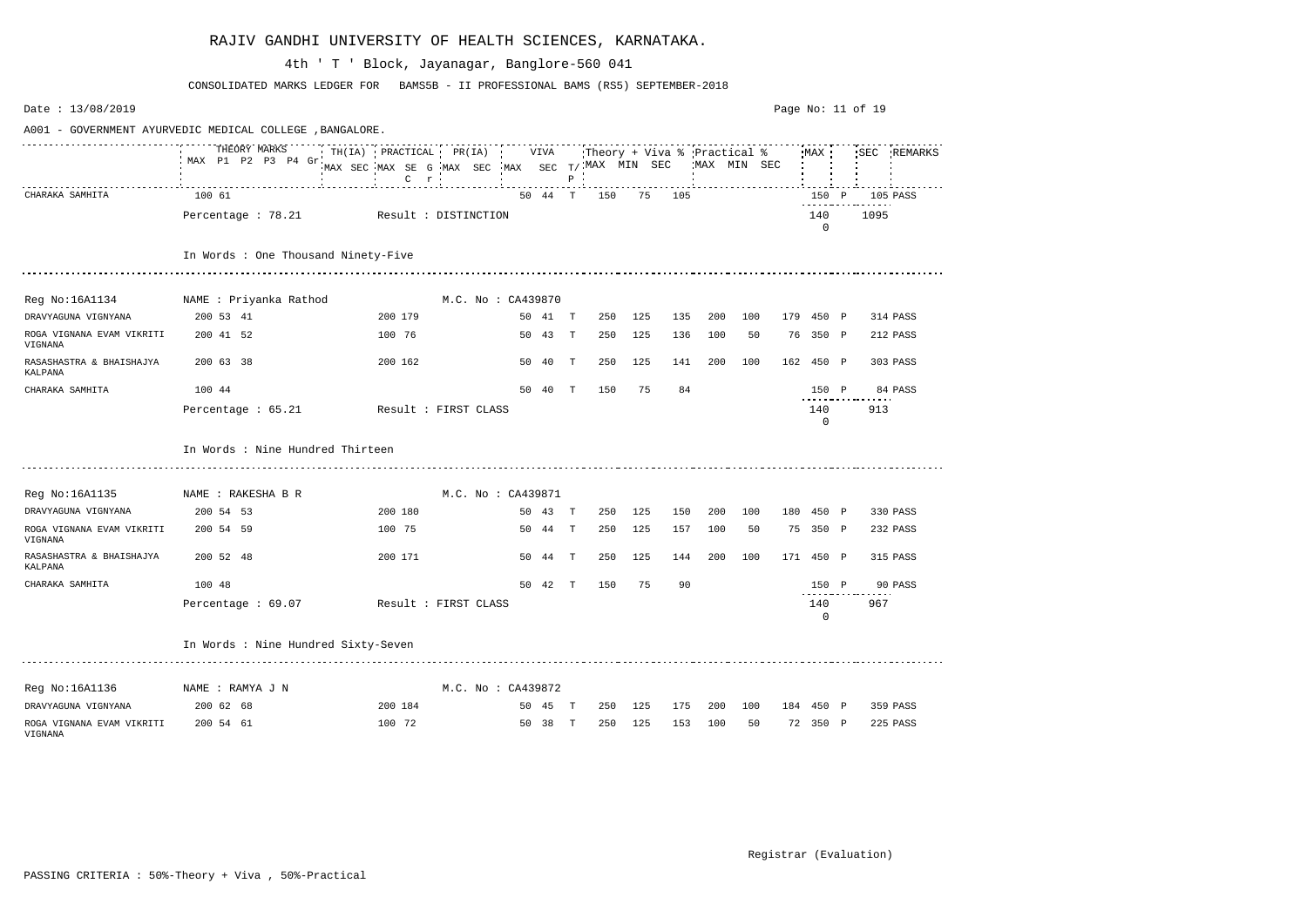# RAJIV GANDHI UNIVERSITY OF HEALTH SCIENCES, KARNATAKA.

4th ' T ' Block, Jayanagar, Banglore-560 041

CONSOLIDATED MARKS LEDGER FOR BAMS5B - II PROFESSIONAL BAMS (RS5) SEPTEMBER-2018

Date : 13/08/2019

A001 - GOVERNMENT AYURVEDIC MEDICAL COLLEGE ,BANGALORE.

| | THEORY MARKS MAX P1 P2 P3 P4 Gr | TH(IA) MAX SEC | PRACTICAL MAX SE G C r | PR(IA) MAX SEC | VIVA MAX SEC | T/P | Theory + Viva % MAX | MIN | SEC | Practical % MAX | MIN | SEC | MAX | | SEC | REMARKS |
|---|---|---|---|---|---|---|---|---|---|---|---|---|---|---|---|---|
| CHARAKA SAMHITA | 100 61 | | | | 50 44 | T | 150 | 75 | 105 | | | | 150 | P | 105 | PASS |
| | Percentage : 78.21 | Result : DISTINCTION | | | | | | | | | | | 1400 | | 1095 | |

In Words : One Thousand Ninety-Five

Reg No:16A1134 NAME : Priyanka Rathod M.C. No : CA439870

| Subject | THEORY MARKS | TH(IA) | PRACTICAL | PR(IA) | VIVA | T/P | Theory + Viva % MAX | MIN | SEC | Practical % MAX | MIN | SEC | MAX | | SEC | REMARKS |
|---|---|---|---|---|---|---|---|---|---|---|---|---|---|---|---|---|
| DRAVYAGUNA VIGNYANA | 200 53 41 | | 200 179 | | 50 41 | T | 250 | 125 | 135 | 200 | 100 | 179 | 450 | P | 314 | PASS |
| ROGA VIGNANA EVAM VIKRITI VIGNANA | 200 41 52 | | 100 76 | | 50 43 | T | 250 | 125 | 136 | 100 | 50 | 76 | 350 | P | 212 | PASS |
| RASASHASTRA & BHAISHAJYA KALPANA | 200 63 38 | | 200 162 | | 50 40 | T | 250 | 125 | 141 | 200 | 100 | 162 | 450 | P | 303 | PASS |
| CHARAKA SAMHITA | 100 44 | | | | 50 40 | T | 150 | 75 | 84 | | | | 150 | P | 84 | PASS |
| | Percentage : 65.21 | Result : FIRST CLASS | | | | | | | | | | | 1400 | | 913 | |

In Words : Nine Hundred Thirteen

Reg No:16A1135 NAME : RAKESHA B R M.C. No : CA439871

| Subject | THEORY MARKS | TH(IA) | PRACTICAL | PR(IA) | VIVA | T/P | Theory + Viva % MAX | MIN | SEC | Practical % MAX | MIN | SEC | MAX | | SEC | REMARKS |
|---|---|---|---|---|---|---|---|---|---|---|---|---|---|---|---|---|
| DRAVYAGUNA VIGNYANA | 200 54 53 | | 200 180 | | 50 43 | T | 250 | 125 | 150 | 200 | 100 | 180 | 450 | P | 330 | PASS |
| ROGA VIGNANA EVAM VIKRITI VIGNANA | 200 54 59 | | 100 75 | | 50 44 | T | 250 | 125 | 157 | 100 | 50 | 75 | 350 | P | 232 | PASS |
| RASASHASTRA & BHAISHAJYA KALPANA | 200 52 48 | | 200 171 | | 50 44 | T | 250 | 125 | 144 | 200 | 100 | 171 | 450 | P | 315 | PASS |
| CHARAKA SAMHITA | 100 48 | | | | 50 42 | T | 150 | 75 | 90 | | | | 150 | P | 90 | PASS |
| | Percentage : 69.07 | Result : FIRST CLASS | | | | | | | | | | | 1400 | | 967 | |

In Words : Nine Hundred Sixty-Seven

Reg No:16A1136 NAME : RAMYA J N M.C. No : CA439872

| Subject | THEORY MARKS | TH(IA) | PRACTICAL | PR(IA) | VIVA | T/P | Theory + Viva % MAX | MIN | SEC | Practical % MAX | MIN | SEC | MAX | | SEC | REMARKS |
|---|---|---|---|---|---|---|---|---|---|---|---|---|---|---|---|---|
| DRAVYAGUNA VIGNYANA | 200 62 68 | | 200 184 | | 50 45 | T | 250 | 125 | 175 | 200 | 100 | 184 | 450 | P | 359 | PASS |
| ROGA VIGNANA EVAM VIKRITI VIGNANA | 200 54 61 | | 100 72 | | 50 38 | T | 250 | 125 | 153 | 100 | 50 | 72 | 350 | P | 225 | PASS |

Registrar (Evaluation)

PASSING CRITERIA : 50%-Theory + Viva , 50%-Practical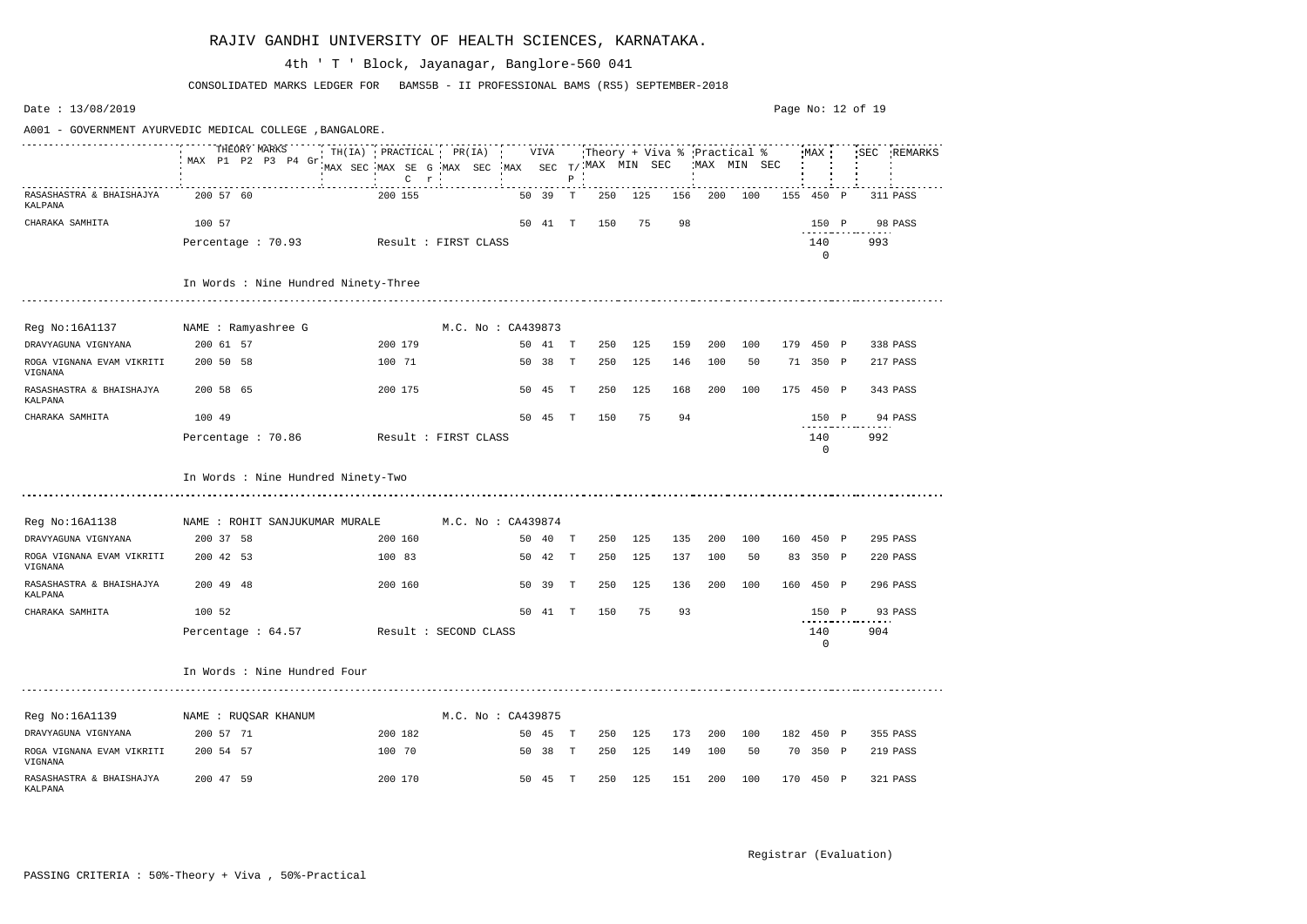# RAJIV GANDHI UNIVERSITY OF HEALTH SCIENCES, KARNATAKA.

4th ' T ' Block, Jayanagar, Banglore-560 041

CONSOLIDATED MARKS LEDGER FOR BAMS5B - II PROFESSIONAL BAMS (RS5) SEPTEMBER-2018

Date : 13/08/2019

A001 - GOVERNMENT AYURVEDIC MEDICAL COLLEGE ,BANGALORE.

| Subject | THEORY MARKS MAX | P1 | P2 | P3 | P4 | Gr | TH(IA) MAX | TH(IA) SEC | PRACTICAL MAX | PRACTICAL SEC | G C | r | PR(IA) MAX | PR(IA) SEC | VIVA MAX | VIVA SEC | T/P | Theory + Viva % MAX | MIN | SEC | Practical % MAX | MIN | SEC | MAX | | SEC | REMARKS |
|---|---|---|---|---|---|---|---|---|---|---|---|---|---|---|---|---|---|---|---|---|---|---|---|---|---|---|---|
| RASASHASTRA & BHAISHAJYA KALPANA | 200 | 57 | 60 | | | | | | 200 | 155 | | | | | 50 | 39 | T | 250 | 125 | 156 | 200 | 100 | 155 | 450 | P | 311 | PASS |
| CHARAKA SAMHITA | 100 | 57 | | | | | | | | | | | | | 50 | 41 | T | 150 | 75 | 98 | | | | 150 | P | 98 | PASS |

Percentage : 70.93 Result : FIRST CLASS 1400 993

In Words : Nine Hundred Ninety-Three

Reg No:16A1137 NAME : Ramyashree G M.C. No : CA439873

| Subject | THEORY MARKS MAX | P1 | P2 | PRACTICAL MAX | PRACTICAL SEC | VIVA MAX | VIVA SEC | T/P | Theory + Viva % MAX | MIN | SEC | Practical % MAX | MIN | SEC | MAX | | SEC | REMARKS |
|---|---|---|---|---|---|---|---|---|---|---|---|---|---|---|---|---|---|---|
| DRAVYAGUNA VIGNYANA | 200 | 61 | 57 | 200 | 179 | 50 | 41 | T | 250 | 125 | 159 | 200 | 100 | 179 | 450 | P | 338 | PASS |
| ROGA VIGNANA EVAM VIKRITI VIGNANA | 200 | 50 | 58 | 100 | 71 | 50 | 38 | T | 250 | 125 | 146 | 100 | 50 | 71 | 350 | P | 217 | PASS |
| RASASHASTRA & BHAISHAJYA KALPANA | 200 | 58 | 65 | 200 | 175 | 50 | 45 | T | 250 | 125 | 168 | 200 | 100 | 175 | 450 | P | 343 | PASS |
| CHARAKA SAMHITA | 100 | 49 | | | | 50 | 45 | T | 150 | 75 | 94 | | | | 150 | P | 94 | PASS |

Percentage : 70.86 Result : FIRST CLASS 1400 992

In Words : Nine Hundred Ninety-Two

Reg No:16A1138 NAME : ROHIT SANJUKUMAR MURALE M.C. No : CA439874

| Subject | THEORY MARKS MAX | P1 | P2 | PRACTICAL MAX | PRACTICAL SEC | VIVA MAX | VIVA SEC | T/P | Theory + Viva % MAX | MIN | SEC | Practical % MAX | MIN | SEC | MAX | | SEC | REMARKS |
|---|---|---|---|---|---|---|---|---|---|---|---|---|---|---|---|---|---|---|
| DRAVYAGUNA VIGNYANA | 200 | 37 | 58 | 200 | 160 | 50 | 40 | T | 250 | 125 | 135 | 200 | 100 | 160 | 450 | P | 295 | PASS |
| ROGA VIGNANA EVAM VIKRITI VIGNANA | 200 | 42 | 53 | 100 | 83 | 50 | 42 | T | 250 | 125 | 137 | 100 | 50 | 83 | 350 | P | 220 | PASS |
| RASASHASTRA & BHAISHAJYA KALPANA | 200 | 49 | 48 | 200 | 160 | 50 | 39 | T | 250 | 125 | 136 | 200 | 100 | 160 | 450 | P | 296 | PASS |
| CHARAKA SAMHITA | 100 | 52 | | | | 50 | 41 | T | 150 | 75 | 93 | | | | 150 | P | 93 | PASS |

Percentage : 64.57 Result : SECOND CLASS 1400 904

In Words : Nine Hundred Four

Reg No:16A1139 NAME : RUQSAR KHANUM M.C. No : CA439875

| Subject | THEORY MARKS MAX | P1 | P2 | PRACTICAL MAX | PRACTICAL SEC | VIVA MAX | VIVA SEC | T/P | Theory + Viva % MAX | MIN | SEC | Practical % MAX | MIN | SEC | MAX | | SEC | REMARKS |
|---|---|---|---|---|---|---|---|---|---|---|---|---|---|---|---|---|---|---|
| DRAVYAGUNA VIGNYANA | 200 | 57 | 71 | 200 | 182 | 50 | 45 | T | 250 | 125 | 173 | 200 | 100 | 182 | 450 | P | 355 | PASS |
| ROGA VIGNANA EVAM VIKRITI VIGNANA | 200 | 54 | 57 | 100 | 70 | 50 | 38 | T | 250 | 125 | 149 | 100 | 50 | 70 | 350 | P | 219 | PASS |
| RASASHASTRA & BHAISHAJYA KALPANA | 200 | 47 | 59 | 200 | 170 | 50 | 45 | T | 250 | 125 | 151 | 200 | 100 | 170 | 450 | P | 321 | PASS |

Registrar (Evaluation)

PASSING CRITERIA : 50%-Theory + Viva , 50%-Practical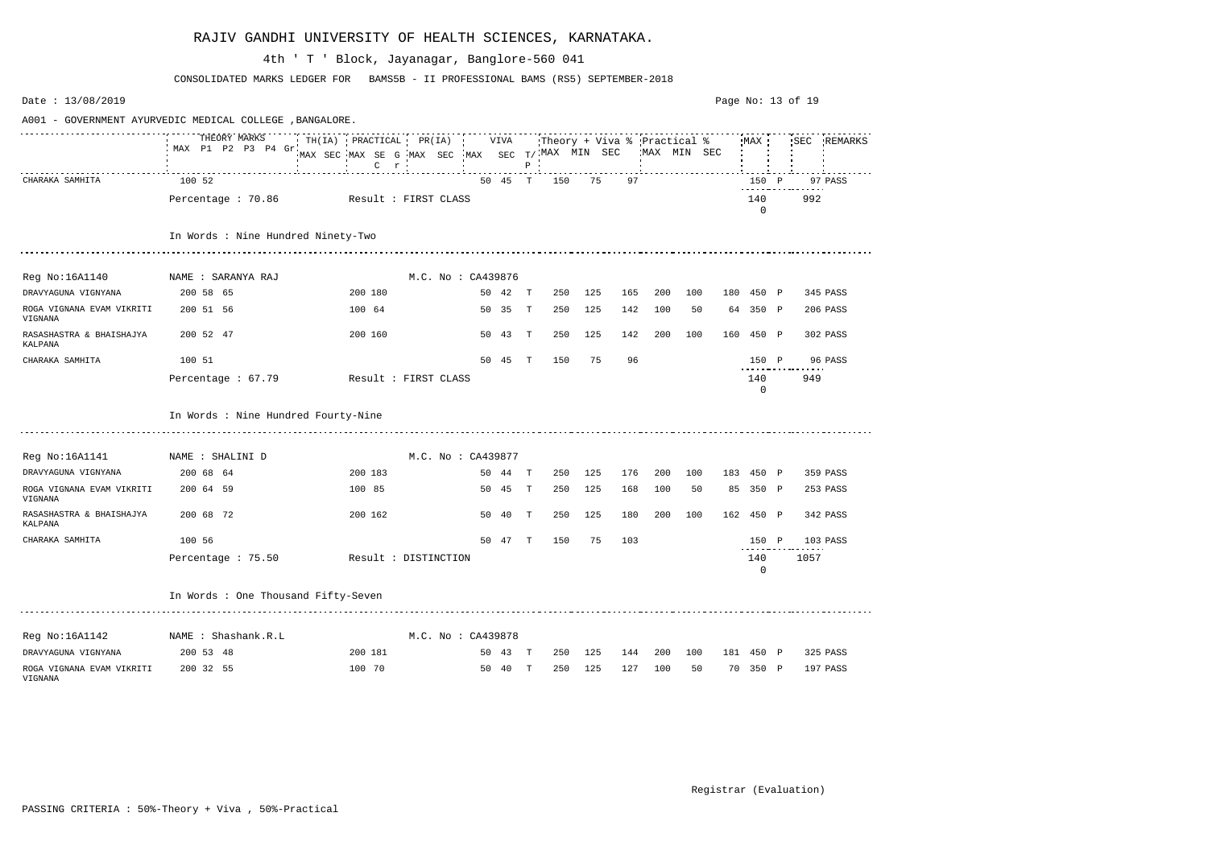# RAJIV GANDHI UNIVERSITY OF HEALTH SCIENCES, KARNATAKA.

4th ' T ' Block, Jayanagar, Banglore-560 041

CONSOLIDATED MARKS LEDGER FOR BAMS5B - II PROFESSIONAL BAMS (RS5) SEPTEMBER-2018

Date : 13/08/2019

A001 - GOVERNMENT AYURVEDIC MEDICAL COLLEGE ,BANGALORE.

| Subject | THEORY MARKS MAX | P1 | P2 | P3 | P4 | Gr | TH(IA) MAX | SEC | PRACTICAL MAX | SE | G C r | PR(IA) MAX | SEC | VIVA MAX | SEC | T/P | Theory + Viva % MAX | MIN | SEC | Practical % MAX | MIN | SEC | MAX | | SEC | REMARKS |
|---|---|---|---|---|---|---|---|---|---|---|---|---|---|---|---|---|---|---|---|---|---|---|---|---|---|---|
| CHARAKA SAMHITA | 100 | 52 | | | | | | | | | | | | 50 | 45 | T | 150 | 75 | 97 | | | | 150 | P | 97 | PASS |
| Percentage : 70.86 | | | | | | | Result : FIRST CLASS | | | | | | | | | | | | | | | | 1400 | | 992 | |

In Words : Nine Hundred Ninety-Two

Reg No:16A1140 NAME : SARANYA RAJ M.C. No : CA439876

| Subject | THEORY MAX | P1 | P2 | PRACTICAL MAX | SE | VIVA MAX | SEC | T/P | Theory + Viva % MAX | MIN | SEC | Practical % MAX | MIN | SEC | MAX | | SEC | REMARKS |
|---|---|---|---|---|---|---|---|---|---|---|---|---|---|---|---|---|---|---|
| DRAVYAGUNA VIGNYANA | 200 | 58 | 65 | 200 | 180 | 50 | 42 | T | 250 | 125 | 165 | 200 | 100 | 180 | 450 | P | 345 | PASS |
| ROGA VIGNANA EVAM VIKRITI VIGNANA | 200 | 51 | 56 | 100 | 64 | 50 | 35 | T | 250 | 125 | 142 | 100 | 50 | 64 | 350 | P | 206 | PASS |
| RASASHASTRA & BHAISHAJYA KALPANA | 200 | 52 | 47 | 200 | 160 | 50 | 43 | T | 250 | 125 | 142 | 200 | 100 | 160 | 450 | P | 302 | PASS |
| CHARAKA SAMHITA | 100 | 51 | | | | 50 | 45 | T | 150 | 75 | 96 | | | | 150 | P | 96 | PASS |
| Percentage : 67.79 | | | | Result : FIRST CLASS | | | | | | | | | | | 1400 | | 949 | |

In Words : Nine Hundred Fourty-Nine

Reg No:16A1141 NAME : SHALINI D M.C. No : CA439877

| Subject | THEORY MAX | P1 | P2 | PRACTICAL MAX | SE | VIVA MAX | SEC | T/P | Theory + Viva % MAX | MIN | SEC | Practical % MAX | MIN | SEC | MAX | | SEC | REMARKS |
|---|---|---|---|---|---|---|---|---|---|---|---|---|---|---|---|---|---|---|
| DRAVYAGUNA VIGNYANA | 200 | 68 | 64 | 200 | 183 | 50 | 44 | T | 250 | 125 | 176 | 200 | 100 | 183 | 450 | P | 359 | PASS |
| ROGA VIGNANA EVAM VIKRITI VIGNANA | 200 | 64 | 59 | 100 | 85 | 50 | 45 | T | 250 | 125 | 168 | 100 | 50 | 85 | 350 | P | 253 | PASS |
| RASASHASTRA & BHAISHAJYA KALPANA | 200 | 68 | 72 | 200 | 162 | 50 | 40 | T | 250 | 125 | 180 | 200 | 100 | 162 | 450 | P | 342 | PASS |
| CHARAKA SAMHITA | 100 | 56 | | | | 50 | 47 | T | 150 | 75 | 103 | | | | 150 | P | 103 | PASS |
| Percentage : 75.50 | | | | Result : DISTINCTION | | | | | | | | | | | 1400 | | 1057 | |

In Words : One Thousand Fifty-Seven

Reg No:16A1142 NAME : Shashank.R.L M.C. No : CA439878

| Subject | THEORY MAX | P1 | P2 | PRACTICAL MAX | SE | VIVA MAX | SEC | T/P | Theory + Viva % MAX | MIN | SEC | Practical % MAX | MIN | SEC | MAX | | SEC | REMARKS |
|---|---|---|---|---|---|---|---|---|---|---|---|---|---|---|---|---|---|---|
| DRAVYAGUNA VIGNYANA | 200 | 53 | 48 | 200 | 181 | 50 | 43 | T | 250 | 125 | 144 | 200 | 100 | 181 | 450 | P | 325 | PASS |
| ROGA VIGNANA EVAM VIKRITI VIGNANA | 200 | 32 | 55 | 100 | 70 | 50 | 40 | T | 250 | 125 | 127 | 100 | 50 | 70 | 350 | P | 197 | PASS |

Registrar (Evaluation)

PASSING CRITERIA : 50%-Theory + Viva , 50%-Practical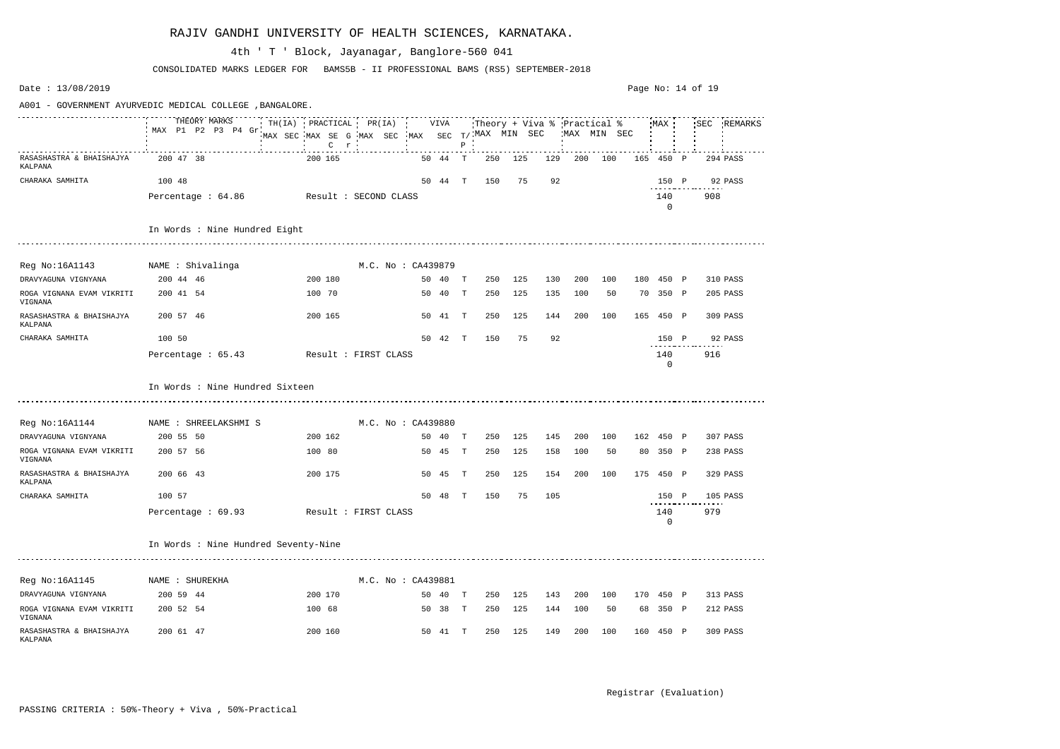# RAJIV GANDHI UNIVERSITY OF HEALTH SCIENCES, KARNATAKA.

4th ' T ' Block, Jayanagar, Banglore-560 041

CONSOLIDATED MARKS LEDGER FOR BAMS5B - II PROFESSIONAL BAMS (RS5) SEPTEMBER-2018

Date : 13/08/2019

A001 - GOVERNMENT AYURVEDIC MEDICAL COLLEGE ,BANGALORE.

| Subject | THEORY MARKS MAX | P1 | P2 | P3 | P4 | Gr | TH(IA) MAX | TH(IA) SEC | PRACTICAL MAX | PRACTICAL SEC | G C | r | PR(IA) MAX | PR(IA) SEC | VIVA MAX | VIVA SEC | T/P | Theory + Viva % MAX | MIN | SEC | Practical % MAX | MIN | SEC | MAX | | SEC | REMARKS |
|---|---|---|---|---|---|---|---|---|---|---|---|---|---|---|---|---|---|---|---|---|---|---|---|---|---|---|---|
| RASASHASTRA & BHAISHAJYA KALPANA | 200 | 47 | 38 | | | | | | 200 | 165 | | | | | 50 | 44 | T | 250 | 125 | 129 | 200 | 100 | 165 | 450 | P | 294 | PASS |
| CHARAKA SAMHITA | 100 | 48 | | | | | | | | | | | | | 50 | 44 | T | 150 | 75 | 92 | | | | 150 | P | 92 | PASS |

Percentage : 64.86 Result : SECOND CLASS 1400 908

In Words : Nine Hundred Eight

---

Reg No:16A1143 NAME : Shivalinga M.C. No : CA439879

| Subject | THEORY MARKS MAX | P1 | P2 | PRACTICAL MAX | PRACTICAL SEC | VIVA MAX | VIVA SEC | T/P | Theory + Viva % MAX | MIN | SEC | Practical % MAX | MIN | SEC | MAX | | SEC | REMARKS |
|---|---|---|---|---|---|---|---|---|---|---|---|---|---|---|---|---|---|---|
| DRAVYAGUNA VIGNYANA | 200 | 44 | 46 | 200 | 180 | 50 | 40 | T | 250 | 125 | 130 | 200 | 100 | 180 | 450 | P | 310 | PASS |
| ROGA VIGNANA EVAM VIKRITI VIGNANA | 200 | 41 | 54 | 100 | 70 | 50 | 40 | T | 250 | 125 | 135 | 100 | 50 | 70 | 350 | P | 205 | PASS |
| RASASHASTRA & BHAISHAJYA KALPANA | 200 | 57 | 46 | 200 | 165 | 50 | 41 | T | 250 | 125 | 144 | 200 | 100 | 165 | 450 | P | 309 | PASS |
| CHARAKA SAMHITA | 100 | 50 | | | | 50 | 42 | T | 150 | 75 | 92 | | | | 150 | P | 92 | PASS |

Percentage : 65.43 Result : FIRST CLASS 1400 916

In Words : Nine Hundred Sixteen

---

Reg No:16A1144 NAME : SHREELAKSHMI S M.C. No : CA439880

| Subject | THEORY MARKS MAX | P1 | P2 | PRACTICAL MAX | PRACTICAL SEC | VIVA MAX | VIVA SEC | T/P | Theory + Viva % MAX | MIN | SEC | Practical % MAX | MIN | SEC | MAX | | SEC | REMARKS |
|---|---|---|---|---|---|---|---|---|---|---|---|---|---|---|---|---|---|---|
| DRAVYAGUNA VIGNYANA | 200 | 55 | 50 | 200 | 162 | 50 | 40 | T | 250 | 125 | 145 | 200 | 100 | 162 | 450 | P | 307 | PASS |
| ROGA VIGNANA EVAM VIKRITI VIGNANA | 200 | 57 | 56 | 100 | 80 | 50 | 45 | T | 250 | 125 | 158 | 100 | 50 | 80 | 350 | P | 238 | PASS |
| RASASHASTRA & BHAISHAJYA KALPANA | 200 | 66 | 43 | 200 | 175 | 50 | 45 | T | 250 | 125 | 154 | 200 | 100 | 175 | 450 | P | 329 | PASS |
| CHARAKA SAMHITA | 100 | 57 | | | | 50 | 48 | T | 150 | 75 | 105 | | | | 150 | P | 105 | PASS |

Percentage : 69.93 Result : FIRST CLASS 1400 979

In Words : Nine Hundred Seventy-Nine

---

Reg No:16A1145 NAME : SHUREKHA M.C. No : CA439881

| Subject | THEORY MARKS MAX | P1 | P2 | PRACTICAL MAX | PRACTICAL SEC | VIVA MAX | VIVA SEC | T/P | Theory + Viva % MAX | MIN | SEC | Practical % MAX | MIN | SEC | MAX | | SEC | REMARKS |
|---|---|---|---|---|---|---|---|---|---|---|---|---|---|---|---|---|---|---|
| DRAVYAGUNA VIGNYANA | 200 | 59 | 44 | 200 | 170 | 50 | 40 | T | 250 | 125 | 143 | 200 | 100 | 170 | 450 | P | 313 | PASS |
| ROGA VIGNANA EVAM VIKRITI VIGNANA | 200 | 52 | 54 | 100 | 68 | 50 | 38 | T | 250 | 125 | 144 | 100 | 50 | 68 | 350 | P | 212 | PASS |
| RASASHASTRA & BHAISHAJYA KALPANA | 200 | 61 | 47 | 200 | 160 | 50 | 41 | T | 250 | 125 | 149 | 200 | 100 | 160 | 450 | P | 309 | PASS |

Registrar (Evaluation)

PASSING CRITERIA : 50%-Theory + Viva , 50%-Practical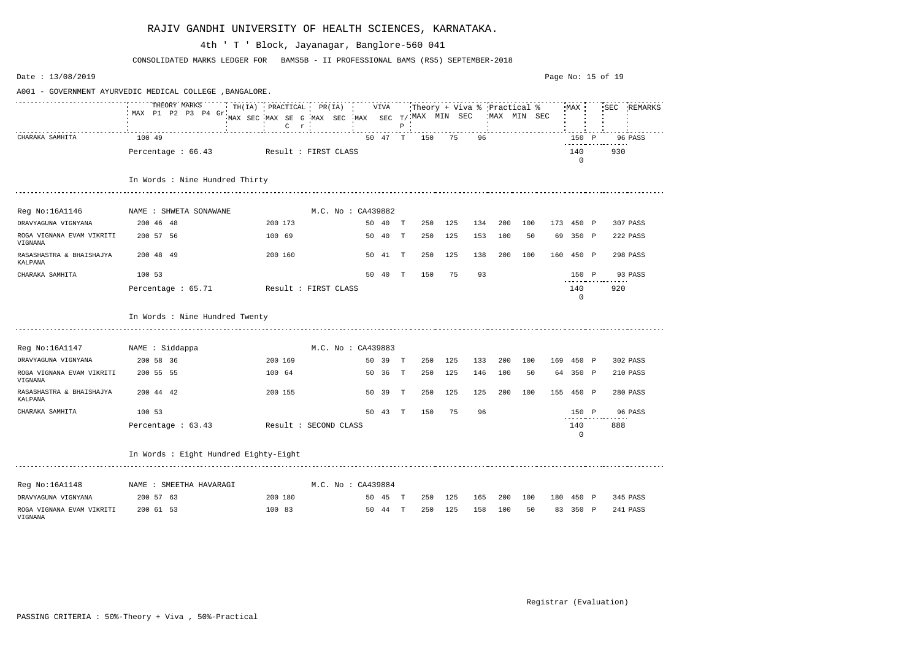# RAJIV GANDHI UNIVERSITY OF HEALTH SCIENCES, KARNATAKA.

4th ' T ' Block, Jayanagar, Banglore-560 041

CONSOLIDATED MARKS LEDGER FOR BAMS5B - II PROFESSIONAL BAMS (RS5) SEPTEMBER-2018

Date : 13/08/2019

A001 - GOVERNMENT AYURVEDIC MEDICAL COLLEGE ,BANGALORE.

| | THEORY MARKS MAX | P1 | P2 | P3 | P4 | Gr | TH(IA) MAX | SEC | PRACTICAL MAX | SE | G | PR(IA) MAX | SEC | VIVA MAX | SEC | T/P | Theory + Viva % MAX | MIN | SEC | Practical % MAX | MIN | SEC | MAX | | SEC | REMARKS |
|---|---|---|---|---|---|---|---|---|---|---|---|---|---|---|---|---|---|---|---|---|---|---|---|---|---|---|
| | | | | | | | | | | C | r | | | | | | | | | | | | | | | |
| CHARAKA SAMHITA | 100 | 49 | | | | | | | | | | | | 50 | 47 | T | 150 | 75 | 96 | | | | 150 | P | 96 | PASS |
| | Percentage : 66.43 | | | | | | Result : FIRST CLASS | | | | | | | | | | | | | | | | 1400 | | 930 | |

In Words : Nine Hundred Thirty

Reg No:16A1146 NAME : SHWETA SONAWANE M.C. No : CA439882

| Subject | TH MAX | P1 | P2 | PRACTICAL MAX | SEC | VIVA MAX | SEC | T/P | Theory + Viva % MAX | MIN | SEC | Practical % MAX | MIN | SEC | MAX | | SEC | REMARKS |
|---|---|---|---|---|---|---|---|---|---|---|---|---|---|---|---|---|---|---|
| DRAVYAGUNA VIGNYANA | 200 | 46 | 48 | 200 | 173 | 50 | 40 | T | 250 | 125 | 134 | 200 | 100 | 173 | 450 | P | 307 | PASS |
| ROGA VIGNANA EVAM VIKRITI VIGNANA | 200 | 57 | 56 | 100 | 69 | 50 | 40 | T | 250 | 125 | 153 | 100 | 50 | 69 | 350 | P | 222 | PASS |
| RASASHASTRA & BHAISHAJYA KALPANA | 200 | 48 | 49 | 200 | 160 | 50 | 41 | T | 250 | 125 | 138 | 200 | 100 | 160 | 450 | P | 298 | PASS |
| CHARAKA SAMHITA | 100 | 53 | | | | 50 | 40 | T | 150 | 75 | 93 | | | | 150 | P | 93 | PASS |
| | Percentage : 65.71 | | | Result : FIRST CLASS | | | | | | | | | | | 1400 | | 920 | |

In Words : Nine Hundred Twenty

Reg No:16A1147 NAME : Siddappa M.C. No : CA439883

| Subject | TH MAX | P1 | P2 | PRACTICAL MAX | SEC | VIVA MAX | SEC | T/P | Theory + Viva % MAX | MIN | SEC | Practical % MAX | MIN | SEC | MAX | | SEC | REMARKS |
|---|---|---|---|---|---|---|---|---|---|---|---|---|---|---|---|---|---|---|
| DRAVYAGUNA VIGNYANA | 200 | 58 | 36 | 200 | 169 | 50 | 39 | T | 250 | 125 | 133 | 200 | 100 | 169 | 450 | P | 302 | PASS |
| ROGA VIGNANA EVAM VIKRITI VIGNANA | 200 | 55 | 55 | 100 | 64 | 50 | 36 | T | 250 | 125 | 146 | 100 | 50 | 64 | 350 | P | 210 | PASS |
| RASASHASTRA & BHAISHAJYA KALPANA | 200 | 44 | 42 | 200 | 155 | 50 | 39 | T | 250 | 125 | 125 | 200 | 100 | 155 | 450 | P | 280 | PASS |
| CHARAKA SAMHITA | 100 | 53 | | | | 50 | 43 | T | 150 | 75 | 96 | | | | 150 | P | 96 | PASS |
| | Percentage : 63.43 | | | Result : SECOND CLASS | | | | | | | | | | | 1400 | | 888 | |

In Words : Eight Hundred Eighty-Eight

Reg No:16A1148 NAME : SMEETHA HAVARAGI M.C. No : CA439884

| Subject | TH MAX | P1 | P2 | PRACTICAL MAX | SEC | VIVA MAX | SEC | T/P | Theory + Viva % MAX | MIN | SEC | Practical % MAX | MIN | SEC | MAX | | SEC | REMARKS |
|---|---|---|---|---|---|---|---|---|---|---|---|---|---|---|---|---|---|---|
| DRAVYAGUNA VIGNYANA | 200 | 57 | 63 | 200 | 180 | 50 | 45 | T | 250 | 125 | 165 | 200 | 100 | 180 | 450 | P | 345 | PASS |
| ROGA VIGNANA EVAM VIKRITI VIGNANA | 200 | 61 | 53 | 100 | 83 | 50 | 44 | T | 250 | 125 | 158 | 100 | 50 | 83 | 350 | P | 241 | PASS |

Registrar (Evaluation)

PASSING CRITERIA : 50%-Theory + Viva , 50%-Practical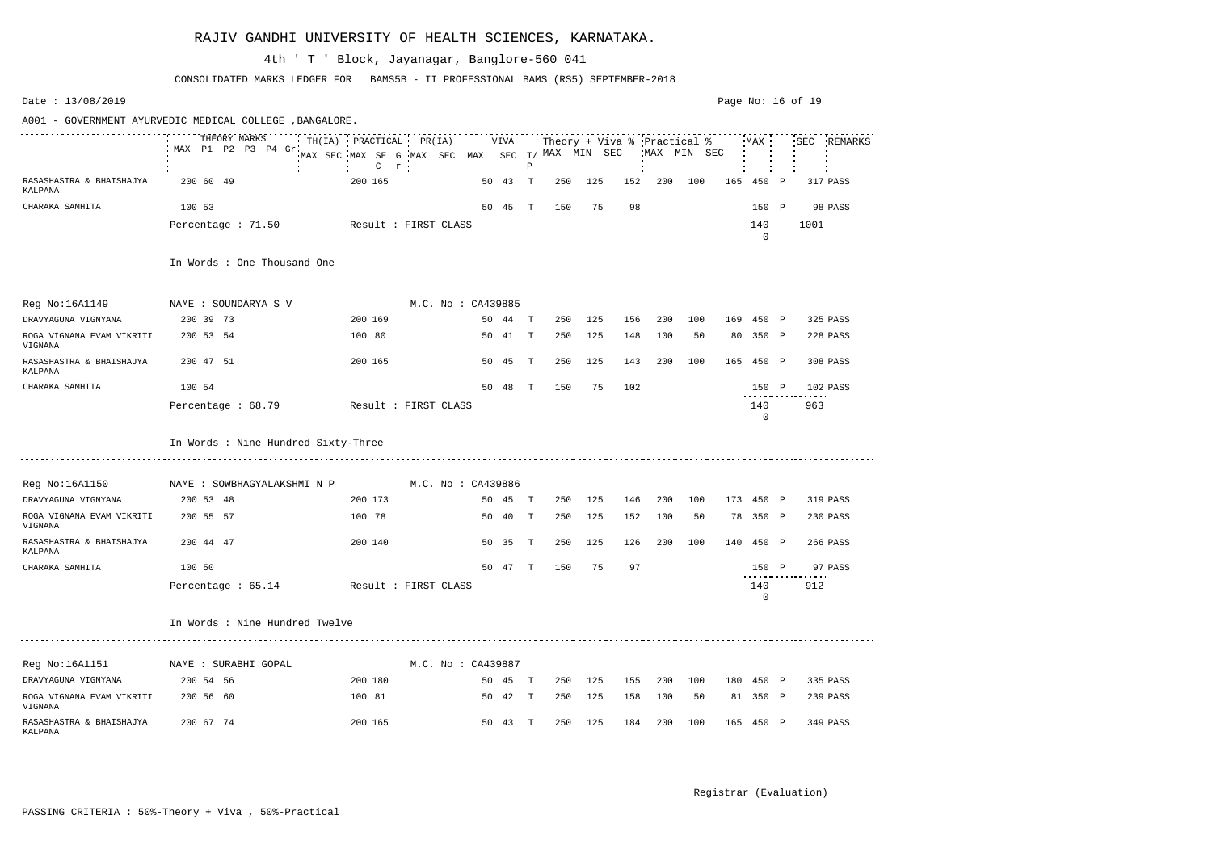# RAJIV GANDHI UNIVERSITY OF HEALTH SCIENCES, KARNATAKA.

4th ' T ' Block, Jayanagar, Banglore-560 041

CONSOLIDATED MARKS LEDGER FOR BAMS5B - II PROFESSIONAL BAMS (RS5) SEPTEMBER-2018

Date : 13/08/2019

A001 - GOVERNMENT AYURVEDIC MEDICAL COLLEGE ,BANGALORE.

| | THEORY MARKS MAX P1 P2 P3 P4 Gr | TH(IA) MAX SEC | PRACTICAL MAX SE G C r | PR(IA) MAX SEC | VIVA MAX SEC T/P | Theory + Viva % MAX MIN SEC | Practical % MAX MIN SEC | MAX | SEC | REMARKS |
|---|---|---|---|---|---|---|---|---|---|---|
| RASASHASTRA & BHAISHAJYA KALPANA | 200 60 49 | | 200 165 | | 50 43 T | 250 125 152 | 200 100 165 | 450 P | 317 | PASS |
| CHARAKA SAMHITA | 100 53 | | | | 50 45 T | 150 75 98 | | 150 P | 98 | PASS |
| | Percentage : 71.50 | | Result : FIRST CLASS | | | | | 1400 | 1001 | |

In Words : One Thousand One

Reg No:16A1149 NAME : SOUNDARYA S V M.C. No : CA439885

| | THEORY MARKS MAX P1 P2 P3 P4 Gr | TH(IA) MAX SEC | PRACTICAL MAX SE G C r | PR(IA) MAX SEC | VIVA MAX SEC T/P | Theory + Viva % MAX MIN SEC | Practical % MAX MIN SEC | MAX | SEC | REMARKS |
|---|---|---|---|---|---|---|---|---|---|---|
| DRAVYAGUNA VIGNYANA | 200 39 73 | | 200 169 | | 50 44 T | 250 125 156 | 200 100 169 | 450 P | 325 | PASS |
| ROGA VIGNANA EVAM VIKRITI VIGNANA | 200 53 54 | | 100 80 | | 50 41 T | 250 125 148 | 100 50 80 | 350 P | 228 | PASS |
| RASASHASTRA & BHAISHAJYA KALPANA | 200 47 51 | | 200 165 | | 50 45 T | 250 125 143 | 200 100 165 | 450 P | 308 | PASS |
| CHARAKA SAMHITA | 100 54 | | | | 50 48 T | 150 75 102 | | 150 P | 102 | PASS |
| | Percentage : 68.79 | | Result : FIRST CLASS | | | | | 1400 | 963 | |

In Words : Nine Hundred Sixty-Three

Reg No:16A1150 NAME : SOWBHAGYALAKSHMI N P M.C. No : CA439886

| | THEORY MARKS MAX P1 P2 P3 P4 Gr | TH(IA) MAX SEC | PRACTICAL MAX SE G C r | PR(IA) MAX SEC | VIVA MAX SEC T/P | Theory + Viva % MAX MIN SEC | Practical % MAX MIN SEC | MAX | SEC | REMARKS |
|---|---|---|---|---|---|---|---|---|---|---|
| DRAVYAGUNA VIGNYANA | 200 53 48 | | 200 173 | | 50 45 T | 250 125 146 | 200 100 173 | 450 P | 319 | PASS |
| ROGA VIGNANA EVAM VIKRITI VIGNANA | 200 55 57 | | 100 78 | | 50 40 T | 250 125 152 | 100 50 78 | 350 P | 230 | PASS |
| RASASHASTRA & BHAISHAJYA KALPANA | 200 44 47 | | 200 140 | | 50 35 T | 250 125 126 | 200 100 140 | 450 P | 266 | PASS |
| CHARAKA SAMHITA | 100 50 | | | | 50 47 T | 150 75 97 | | 150 P | 97 | PASS |
| | Percentage : 65.14 | | Result : FIRST CLASS | | | | | 1400 | 912 | |

In Words : Nine Hundred Twelve

Reg No:16A1151 NAME : SURABHI GOPAL M.C. No : CA439887

| | THEORY MARKS MAX P1 P2 P3 P4 Gr | TH(IA) MAX SEC | PRACTICAL MAX SE G C r | PR(IA) MAX SEC | VIVA MAX SEC T/P | Theory + Viva % MAX MIN SEC | Practical % MAX MIN SEC | MAX | SEC | REMARKS |
|---|---|---|---|---|---|---|---|---|---|---|
| DRAVYAGUNA VIGNYANA | 200 54 56 | | 200 180 | | 50 45 T | 250 125 155 | 200 100 180 | 450 P | 335 | PASS |
| ROGA VIGNANA EVAM VIKRITI VIGNANA | 200 56 60 | | 100 81 | | 50 42 T | 250 125 158 | 100 50 81 | 350 P | 239 | PASS |
| RASASHASTRA & BHAISHAJYA KALPANA | 200 67 74 | | 200 165 | | 50 43 T | 250 125 184 | 200 100 165 | 450 P | 349 | PASS |

Registrar (Evaluation)

PASSING CRITERIA : 50%-Theory + Viva , 50%-Practical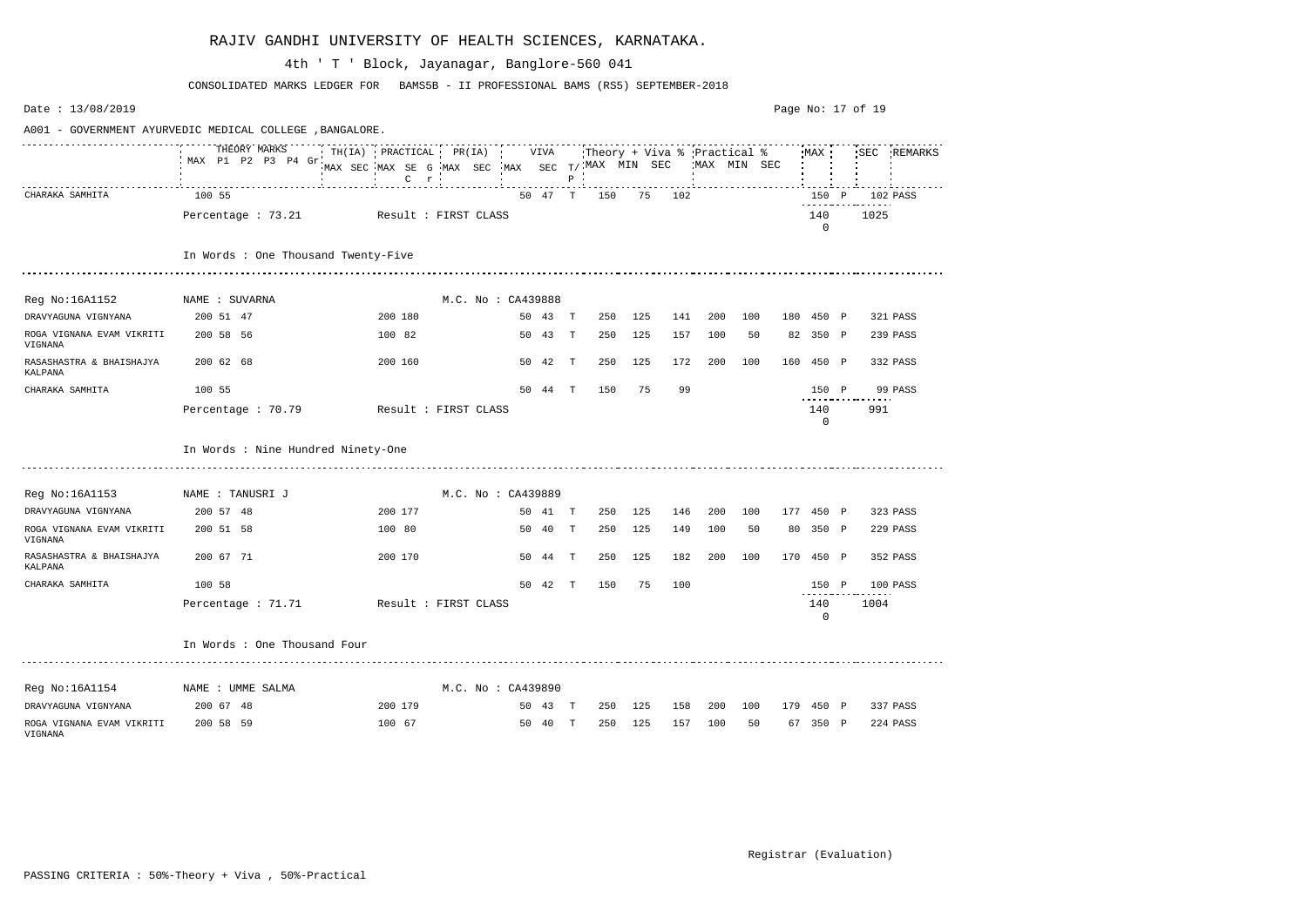# RAJIV GANDHI UNIVERSITY OF HEALTH SCIENCES, KARNATAKA.

4th ' T ' Block, Jayanagar, Banglore-560 041

CONSOLIDATED MARKS LEDGER FOR BAMS5B - II PROFESSIONAL BAMS (RS5) SEPTEMBER-2018

Date : 13/08/2019

A001 - GOVERNMENT AYURVEDIC MEDICAL COLLEGE ,BANGALORE.

| | THEORY MARKS MAX P1 P2 P3 P4 Gr | TH(IA) MAX SEC | PRACTICAL MAX SE G C r | PR(IA) MAX SEC | VIVA MAX SEC T/P | Theory + Viva % MAX MIN SEC | | | Practical % MAX MIN SEC | | | MAX | | SEC | REMARKS |
|---|---|---|---|---|---|---|---|---|---|---|---|---|---|---|---|
| CHARAKA SAMHITA | 100 55 | | | | 50 47 T | 150 | 75 | 102 | | | | 150 | P | 102 | PASS |
| | Percentage : 73.21 | Result : FIRST CLASS | | | | | | | | | | 1400 | | 1025 | |
| | In Words : One Thousand Twenty-Five | | | | | | | | | | | | | | |
| Reg No:16A1152 | NAME : SUVARNA | | M.C. No : CA439888 | | | | | | | | | | | | |
| DRAVYAGUNA VIGNYANA | 200 51 47 | | 200 180 | | 50 43 T | 250 | 125 | 141 | 200 | 100 | 180 | 450 | P | 321 | PASS |
| ROGA VIGNANA EVAM VIKRITI VIGNANA | 200 58 56 | | 100 82 | | 50 43 T | 250 | 125 | 157 | 100 | 50 | 82 | 350 | P | 239 | PASS |
| RASASHASTRA & BHAISHAJYA KALPANA | 200 62 68 | | 200 160 | | 50 42 T | 250 | 125 | 172 | 200 | 100 | 160 | 450 | P | 332 | PASS |
| CHARAKA SAMHITA | 100 55 | | | | 50 44 T | 150 | 75 | 99 | | | | 150 | P | 99 | PASS |
| | Percentage : 70.79 | Result : FIRST CLASS | | | | | | | | | | 1400 | | 991 | |
| | In Words : Nine Hundred Ninety-One | | | | | | | | | | | | | | |
| Reg No:16A1153 | NAME : TANUSRI J | | M.C. No : CA439889 | | | | | | | | | | | | |
| DRAVYAGUNA VIGNYANA | 200 57 48 | | 200 177 | | 50 41 T | 250 | 125 | 146 | 200 | 100 | 177 | 450 | P | 323 | PASS |
| ROGA VIGNANA EVAM VIKRITI VIGNANA | 200 51 58 | | 100 80 | | 50 40 T | 250 | 125 | 149 | 100 | 50 | 80 | 350 | P | 229 | PASS |
| RASASHASTRA & BHAISHAJYA KALPANA | 200 67 71 | | 200 170 | | 50 44 T | 250 | 125 | 182 | 200 | 100 | 170 | 450 | P | 352 | PASS |
| CHARAKA SAMHITA | 100 58 | | | | 50 42 T | 150 | 75 | 100 | | | | 150 | P | 100 | PASS |
| | Percentage : 71.71 | Result : FIRST CLASS | | | | | | | | | | 1400 | | 1004 | |
| | In Words : One Thousand Four | | | | | | | | | | | | | | |
| Reg No:16A1154 | NAME : UMME SALMA | | M.C. No : CA439890 | | | | | | | | | | | | |
| DRAVYAGUNA VIGNYANA | 200 67 48 | | 200 179 | | 50 43 T | 250 | 125 | 158 | 200 | 100 | 179 | 450 | P | 337 | PASS |
| ROGA VIGNANA EVAM VIKRITI VIGNANA | 200 58 59 | | 100 67 | | 50 40 T | 250 | 125 | 157 | 100 | 50 | 67 | 350 | P | 224 | PASS |

Registrar (Evaluation)

PASSING CRITERIA : 50%-Theory + Viva , 50%-Practical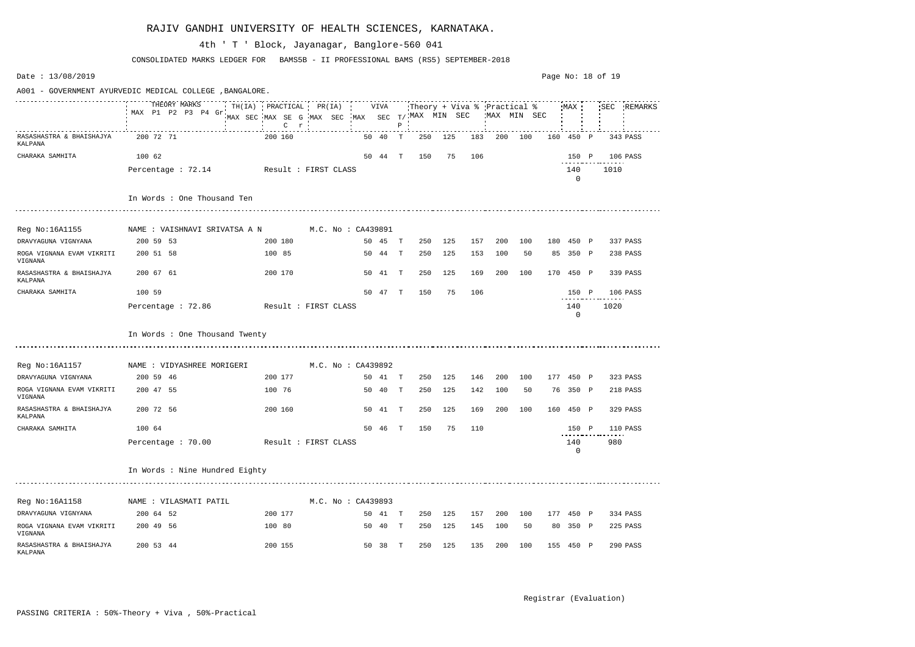# RAJIV GANDHI UNIVERSITY OF HEALTH SCIENCES, KARNATAKA.

4th ' T ' Block, Jayanagar, Banglore-560 041

CONSOLIDATED MARKS LEDGER FOR BAMS5B - II PROFESSIONAL BAMS (RS5) SEPTEMBER-2018

Date : 13/08/2019

A001 - GOVERNMENT AYURVEDIC MEDICAL COLLEGE ,BANGALORE.

| | THEORY MARKS MAX | P1 | P2 | P3 | P4 | Gr | TH(IA) MAX | SEC | PRACTICAL MAX | SEC | G C | r | PR(IA) MAX | SEC | VIVA MAX | SEC | T/P | Theory + Viva % MAX | MIN | SEC | Practical % MAX | MIN | SEC | MAX | | SEC | REMARKS |
|---|---|---|---|---|---|---|---|---|---|---|---|---|---|---|---|---|---|---|---|---|---|---|---|---|---|---|---|
| RASASHASTRA & BHAISHAJYA KALPANA | 200 | 72 | 71 | | | | | | 200 | 160 | | | | | 50 | 40 | T | 250 | 125 | 183 | 200 | 100 | 160 | 450 | P | 343 | PASS |
| CHARAKA SAMHITA | 100 | 62 | | | | | | | | | | | | | 50 | 44 | T | 150 | 75 | 106 | | | | 150 | P | 106 | PASS |
| | Percentage : 72.14 | | | | | | Result : FIRST CLASS | | | | | | | | | | | | | | | | | 1400 | | 1010 | |

In Words : One Thousand Ten

Reg No:16A1155 NAME : VAISHNAVI SRIVATSA A N M.C. No : CA439891

| | THEORY MARKS MAX | P1 | P2 | P3 | P4 | Gr | TH(IA) MAX | SEC | PRACTICAL MAX | SEC | G C | r | PR(IA) MAX | SEC | VIVA MAX | SEC | T/P | Theory + Viva % MAX | MIN | SEC | Practical % MAX | MIN | SEC | MAX | | SEC | REMARKS |
|---|---|---|---|---|---|---|---|---|---|---|---|---|---|---|---|---|---|---|---|---|---|---|---|---|---|---|---|
| DRAVYAGUNA VIGNYANA | 200 | 59 | 53 | | | | | | 200 | 180 | | | | | 50 | 45 | T | 250 | 125 | 157 | 200 | 100 | 180 | 450 | P | 337 | PASS |
| ROGA VIGNANA EVAM VIKRITI VIGNANA | 200 | 51 | 58 | | | | | | 100 | 85 | | | | | 50 | 44 | T | 250 | 125 | 153 | 100 | 50 | 85 | 350 | P | 238 | PASS |
| RASASHASTRA & BHAISHAJYA KALPANA | 200 | 67 | 61 | | | | | | 200 | 170 | | | | | 50 | 41 | T | 250 | 125 | 169 | 200 | 100 | 170 | 450 | P | 339 | PASS |
| CHARAKA SAMHITA | 100 | 59 | | | | | | | | | | | | | 50 | 47 | T | 150 | 75 | 106 | | | | 150 | P | 106 | PASS |
| | Percentage : 72.86 | | | | | | Result : FIRST CLASS | | | | | | | | | | | | | | | | | 1400 | | 1020 | |

In Words : One Thousand Twenty

Reg No:16A1157 NAME : VIDYASHREE MORIGERI M.C. No : CA439892

| | THEORY MARKS MAX | P1 | P2 | P3 | P4 | Gr | TH(IA) MAX | SEC | PRACTICAL MAX | SEC | G C | r | PR(IA) MAX | SEC | VIVA MAX | SEC | T/P | Theory + Viva % MAX | MIN | SEC | Practical % MAX | MIN | SEC | MAX | | SEC | REMARKS |
|---|---|---|---|---|---|---|---|---|---|---|---|---|---|---|---|---|---|---|---|---|---|---|---|---|---|---|---|
| DRAVYAGUNA VIGNYANA | 200 | 59 | 46 | | | | | | 200 | 177 | | | | | 50 | 41 | T | 250 | 125 | 146 | 200 | 100 | 177 | 450 | P | 323 | PASS |
| ROGA VIGNANA EVAM VIKRITI VIGNANA | 200 | 47 | 55 | | | | | | 100 | 76 | | | | | 50 | 40 | T | 250 | 125 | 142 | 100 | 50 | 76 | 350 | P | 218 | PASS |
| RASASHASTRA & BHAISHAJYA KALPANA | 200 | 72 | 56 | | | | | | 200 | 160 | | | | | 50 | 41 | T | 250 | 125 | 169 | 200 | 100 | 160 | 450 | P | 329 | PASS |
| CHARAKA SAMHITA | 100 | 64 | | | | | | | | | | | | | 50 | 46 | T | 150 | 75 | 110 | | | | 150 | P | 110 | PASS |
| | Percentage : 70.00 | | | | | | Result : FIRST CLASS | | | | | | | | | | | | | | | | | 1400 | | 980 | |

In Words : Nine Hundred Eighty

Reg No:16A1158 NAME : VILASMATI PATIL M.C. No : CA439893

| | THEORY MARKS MAX | P1 | P2 | P3 | P4 | Gr | TH(IA) MAX | SEC | PRACTICAL MAX | SEC | G C | r | PR(IA) MAX | SEC | VIVA MAX | SEC | T/P | Theory + Viva % MAX | MIN | SEC | Practical % MAX | MIN | SEC | MAX | | SEC | REMARKS |
|---|---|---|---|---|---|---|---|---|---|---|---|---|---|---|---|---|---|---|---|---|---|---|---|---|---|---|---|
| DRAVYAGUNA VIGNYANA | 200 | 64 | 52 | | | | | | 200 | 177 | | | | | 50 | 41 | T | 250 | 125 | 157 | 200 | 100 | 177 | 450 | P | 334 | PASS |
| ROGA VIGNANA EVAM VIKRITI VIGNANA | 200 | 49 | 56 | | | | | | 100 | 80 | | | | | 50 | 40 | T | 250 | 125 | 145 | 100 | 50 | 80 | 350 | P | 225 | PASS |
| RASASHASTRA & BHAISHAJYA KALPANA | 200 | 53 | 44 | | | | | | 200 | 155 | | | | | 50 | 38 | T | 250 | 125 | 135 | 200 | 100 | 155 | 450 | P | 290 | PASS |

Registrar (Evaluation)

PASSING CRITERIA : 50%-Theory + Viva , 50%-Practical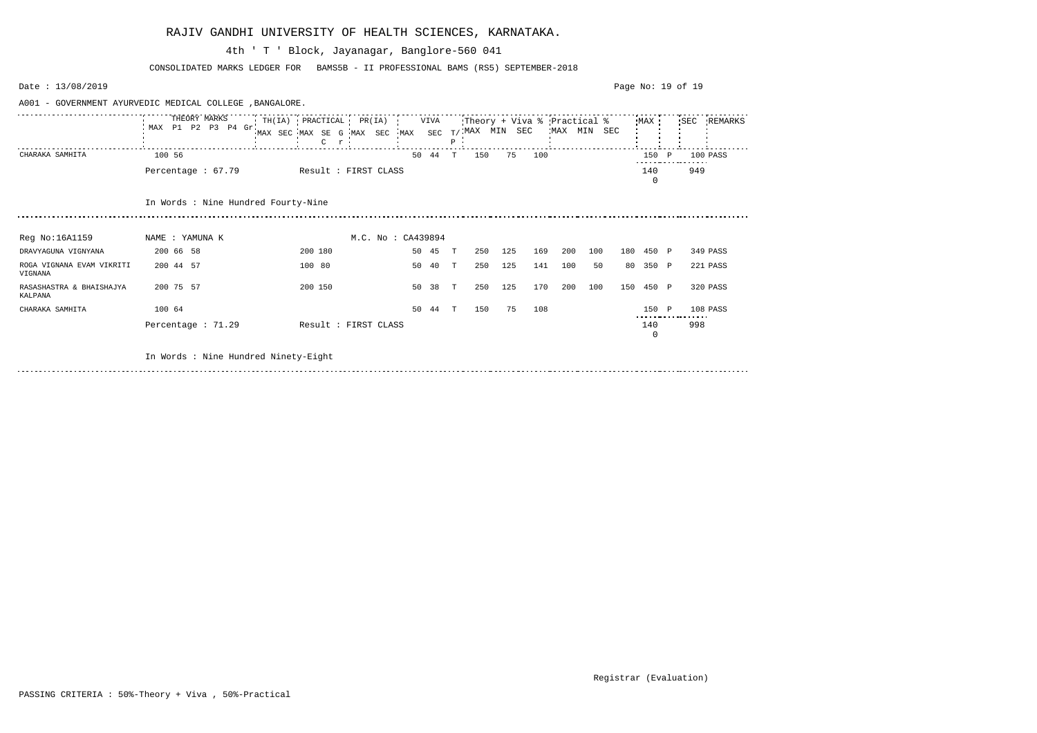# RAJIV GANDHI UNIVERSITY OF HEALTH SCIENCES, KARNATAKA.

4th ' T ' Block, Jayanagar, Banglore-560 041

CONSOLIDATED MARKS LEDGER FOR BAMS5B - II PROFESSIONAL BAMS (RS5) SEPTEMBER-2018

Date : 13/08/2019

A001 - GOVERNMENT AYURVEDIC MEDICAL COLLEGE ,BANGALORE.

| | THEORY MARKS | | | | | | TH(IA) | | PRACTICAL | | | PR(IA) | | VIVA | | | Theory + Viva % | | | Practical % | | | MAX | SEC | REMARKS |
|---|---|---|---|---|---|---|---|---|---|---|---|---|---|---|---|---|---|---|---|---|---|---|---|---|---|
| | MAX | P1 | P2 | P3 | P4 | Gr | MAX | SEC | MAX | SE C | G r | MAX | SEC | MAX | SEC | T/P | MAX | MIN | SEC | MAX | MIN | SEC | | | |
| CHARAKA SAMHITA | 100 | 56 | | | | | | | | | | | | 50 | 44 | T | 150 | 75 | 100 | | | | 150 | P | 100 PASS |
| | Percentage : 67.79 | | | | | | Result : FIRST CLASS | | | | | | | | | | | | | | | | 1400 | | 949 |

In Words : Nine Hundred Fourty-Nine

Reg No:16A1159 NAME : YAMUNA K M.C. No : CA439894

| | THEORY MARKS | | | | | | TH(IA) | | PRACTICAL | | | PR(IA) | | VIVA | | | Theory + Viva % | | | Practical % | | | MAX | SEC | REMARKS |
|---|---|---|---|---|---|---|---|---|---|---|---|---|---|---|---|---|---|---|---|---|---|---|---|---|---|
| | MAX | P1 | P2 | P3 | P4 | Gr | MAX | SEC | MAX | SE C | G r | MAX | SEC | MAX | SEC | T/P | MAX | MIN | SEC | MAX | MIN | SEC | | | |
| DRAVYAGUNA VIGNYANA | 200 | 66 | 58 | | | | | | 200 | 180 | | | | 50 | 45 | T | 250 | 125 | 169 | 200 | 100 | 180 | 450 | P | 349 PASS |
| ROGA VIGNANA EVAM VIKRITI VIGNANA | 200 | 44 | 57 | | | | | | 100 | 80 | | | | 50 | 40 | T | 250 | 125 | 141 | 100 | 50 | 80 | 350 | P | 221 PASS |
| RASASHASTRA & BHAISHAJYA KALPANA | 200 | 75 | 57 | | | | | | 200 | 150 | | | | 50 | 38 | T | 250 | 125 | 170 | 200 | 100 | 150 | 450 | P | 320 PASS |
| CHARAKA SAMHITA | 100 | 64 | | | | | | | | | | | | 50 | 44 | T | 150 | 75 | 108 | | | | 150 | P | 108 PASS |
| | Percentage : 71.29 | | | | | | Result : FIRST CLASS | | | | | | | | | | | | | | | | 1400 | | 998 |

In Words : Nine Hundred Ninety-Eight

Registrar (Evaluation)

PASSING CRITERIA : 50%-Theory + Viva , 50%-Practical